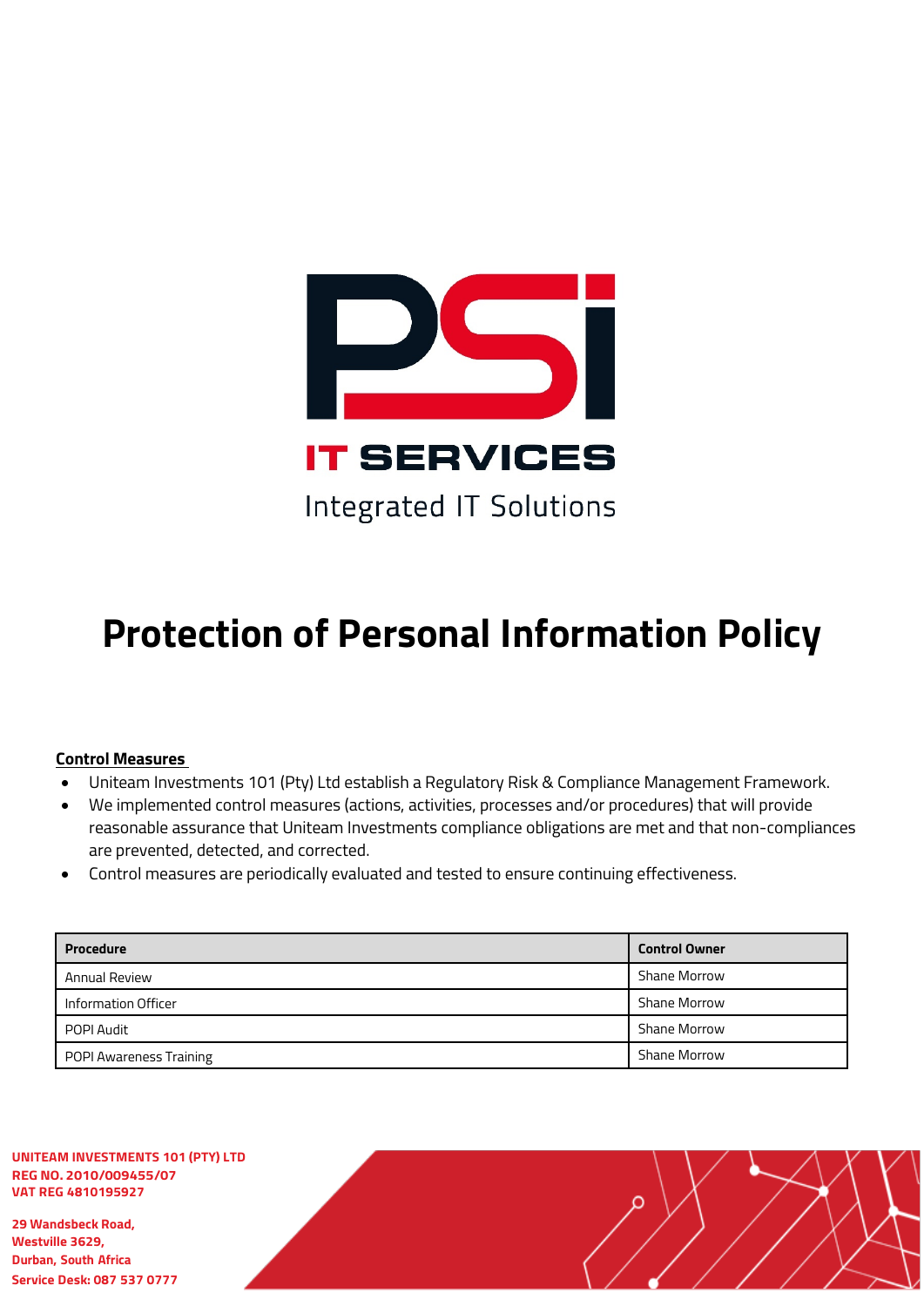PSi

IT SERVICES

Integrated IT Solutions

# Protection of Personal Information Policy

**Control Measures**

- Uniteam Investments 101 (Pty) Ltd establish a Regulatory Risk & Compliance Management Framework.
- We implemented control measures (actions, activities, processes and/or procedures) that will provide reasonable assurance that Uniteam Investments compliance obligations are met and that non-compliances are prevented, detected, and corrected.
- Control measures are periodically evaluated and tested to ensure continuing effectiveness.

| Procedure | Control Owner |
|---|---|
| Annual Review | Shane Morrow |
| Information Officer | Shane Morrow |
| POPI Audit | Shane Morrow |
| POPI Awareness Training | Shane Morrow |

**UNITEAM INVESTMENTS 101 (PTY) LTD**
**REG NO. 2010/009455/07**
**VAT REG 4810195927**

**29 Wandsbeck Road,**
**Westville 3629,**
**Durban, South Africa**
**Service Desk: 087 537 0777**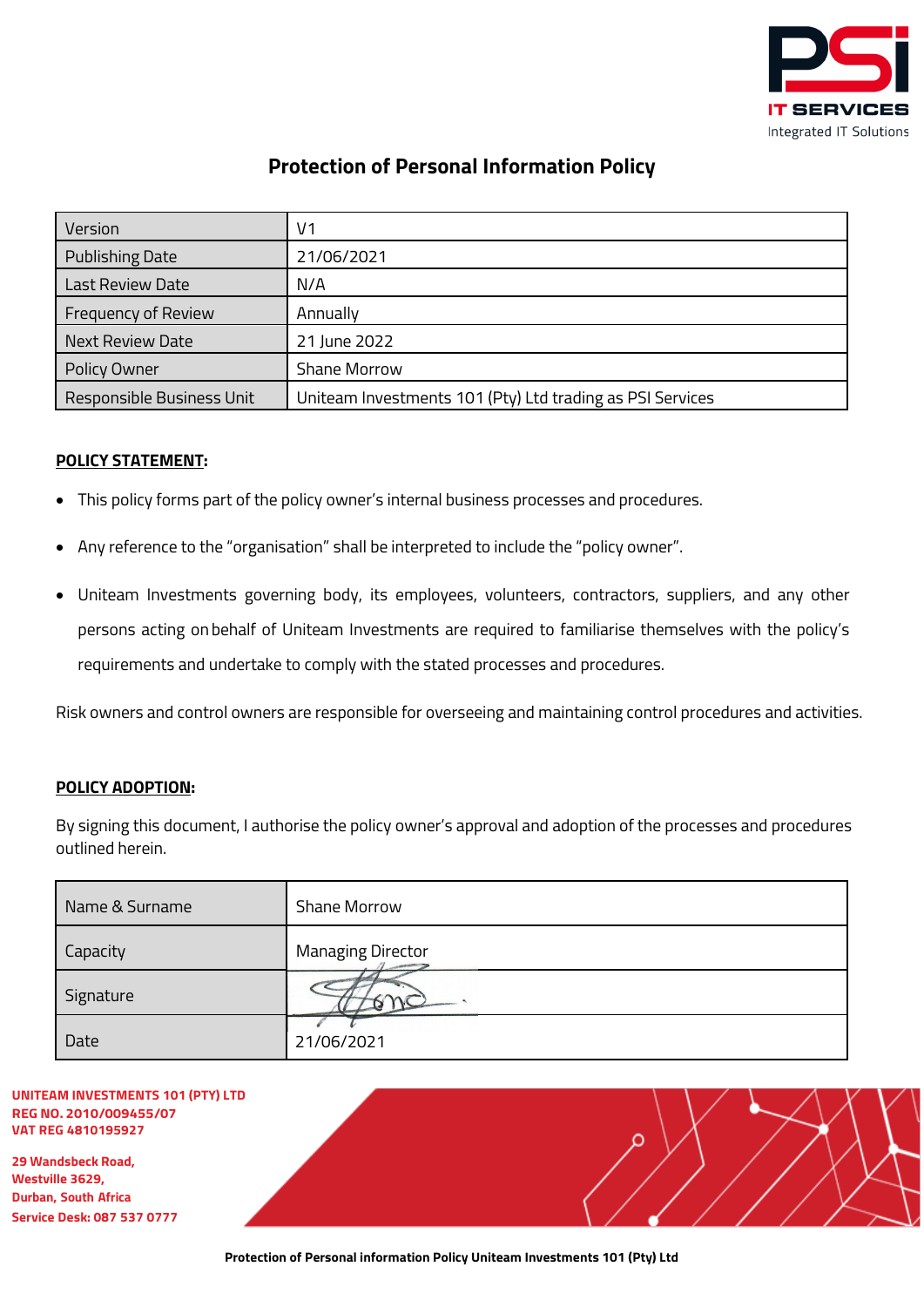# Protection of Personal Information Policy

| Version | V1 |
|---|---|
| Publishing Date | 21/06/2021 |
| Last Review Date | N/A |
| Frequency of Review | Annually |
| Next Review Date | 21 June 2022 |
| Policy Owner | Shane Morrow |
| Responsible Business Unit | Uniteam Investments 101 (Pty) Ltd trading as PSI Services |

**POLICY STATEMENT:**

- This policy forms part of the policy owner's internal business processes and procedures.
- Any reference to the "organisation" shall be interpreted to include the "policy owner".
- Uniteam Investments governing body, its employees, volunteers, contractors, suppliers, and any other persons acting on behalf of Uniteam Investments are required to familiarise themselves with the policy's requirements and undertake to comply with the stated processes and procedures.

Risk owners and control owners are responsible for overseeing and maintaining control procedures and activities.

**POLICY ADOPTION:**

By signing this document, I authorise the policy owner's approval and adoption of the processes and procedures outlined herein.

| Name & Surname | Shane Morrow |
|---|---|
| Capacity | Managing Director |
| Signature | |
| Date | 21/06/2021 |

**UNITEAM INVESTMENTS 101 (PTY) LTD**
**REG NO. 2010/009455/07**
**VAT REG 4810195927**

**29 Wandsbeck Road,**
**Westville 3629,**
**Durban, South Africa**
**Service Desk: 087 537 0777**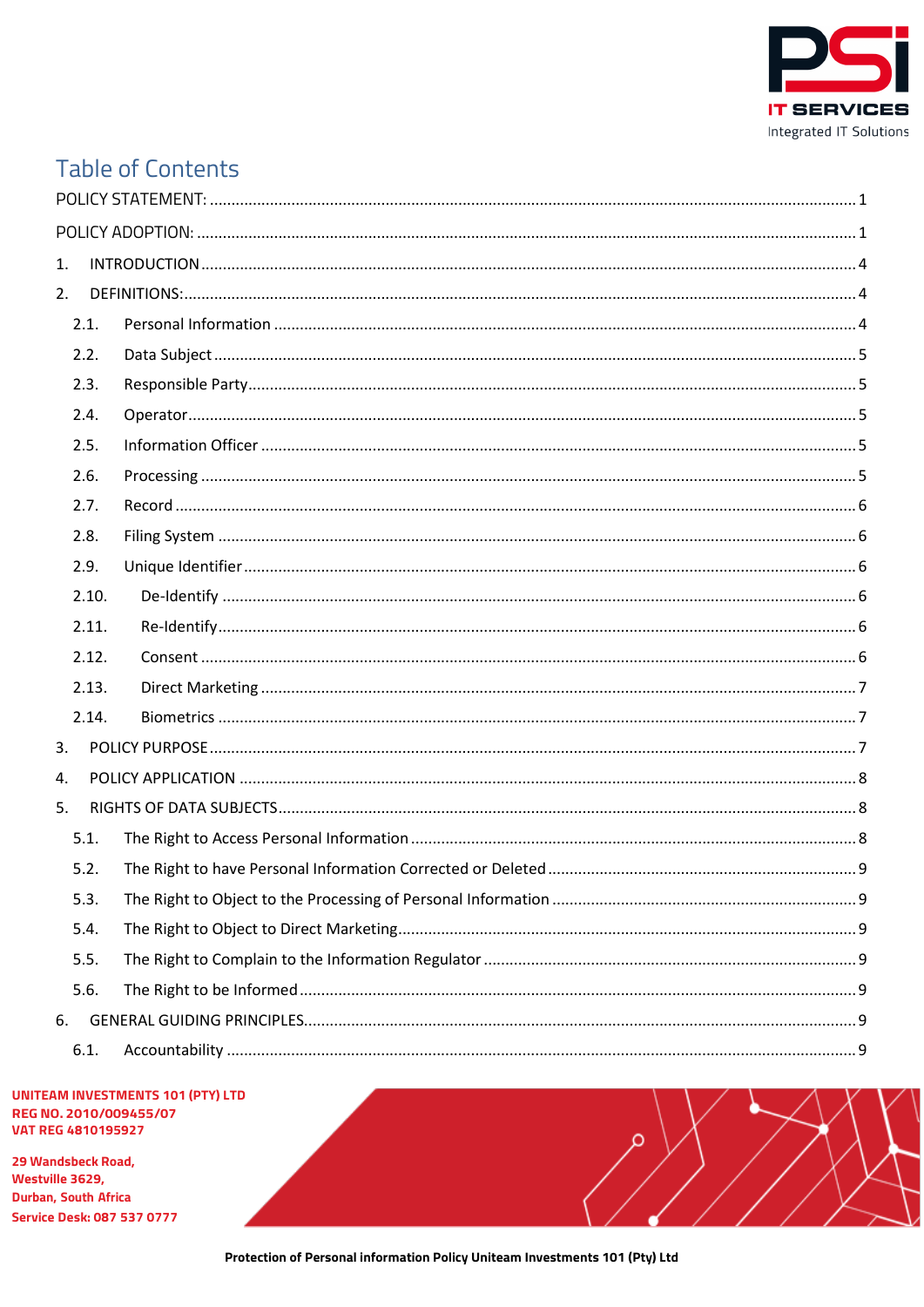# Table of Contents

POLICY STATEMENT: ..... 1

POLICY ADOPTION: ..... 1

1. INTRODUCTION ..... 4
2. DEFINITIONS: ..... 4
   - 2.1. Personal Information ..... 4
   - 2.2. Data Subject ..... 5
   - 2.3. Responsible Party ..... 5
   - 2.4. Operator ..... 5
   - 2.5. Information Officer ..... 5
   - 2.6. Processing ..... 5
   - 2.7. Record ..... 6
   - 2.8. Filing System ..... 6
   - 2.9. Unique Identifier ..... 6
   - 2.10. De-Identify ..... 6
   - 2.11. Re-Identify ..... 6
   - 2.12. Consent ..... 6
   - 2.13. Direct Marketing ..... 7
   - 2.14. Biometrics ..... 7
3. POLICY PURPOSE ..... 7
4. POLICY APPLICATION ..... 8
5. RIGHTS OF DATA SUBJECTS ..... 8
   - 5.1. The Right to Access Personal Information ..... 8
   - 5.2. The Right to have Personal Information Corrected or Deleted ..... 9
   - 5.3. The Right to Object to the Processing of Personal Information ..... 9
   - 5.4. The Right to Object to Direct Marketing ..... 9
   - 5.5. The Right to Complain to the Information Regulator ..... 9
   - 5.6. The Right to be Informed ..... 9
6. GENERAL GUIDING PRINCIPLES ..... 9
   - 6.1. Accountability ..... 9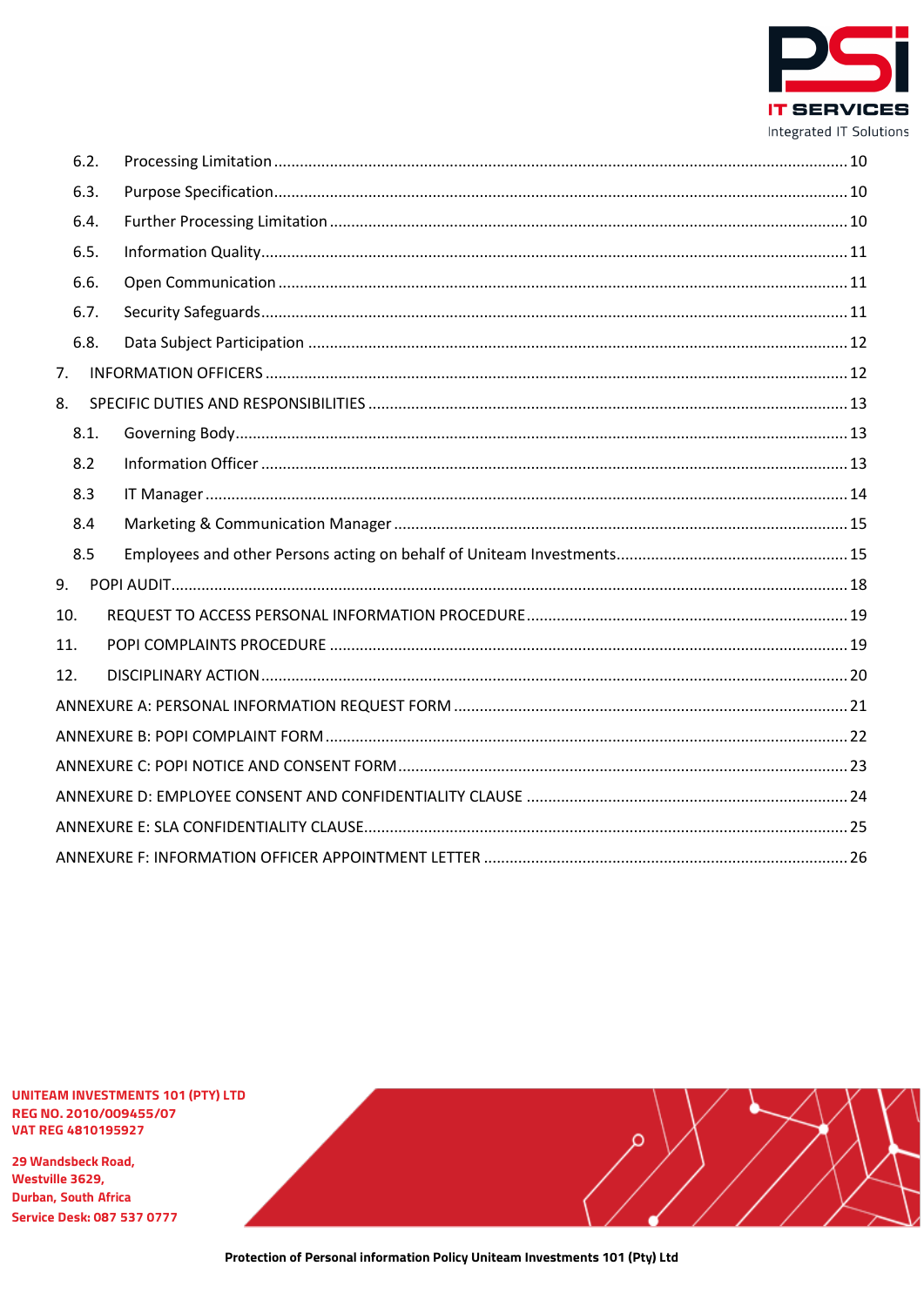| | |
|---|---|
| 6.2. Processing Limitation | 10 |
| 6.3. Purpose Specification | 10 |
| 6.4. Further Processing Limitation | 10 |
| 6.5. Information Quality | 11 |
| 6.6. Open Communication | 11 |
| 6.7. Security Safeguards | 11 |
| 6.8. Data Subject Participation | 12 |
| 7. INFORMATION OFFICERS | 12 |
| 8. SPECIFIC DUTIES AND RESPONSIBILITIES | 13 |
| 8.1. Governing Body | 13 |
| 8.2 Information Officer | 13 |
| 8.3 IT Manager | 14 |
| 8.4 Marketing & Communication Manager | 15 |
| 8.5 Employees and other Persons acting on behalf of Uniteam Investments | 15 |
| 9. POPI AUDIT | 18 |
| 10. REQUEST TO ACCESS PERSONAL INFORMATION PROCEDURE | 19 |
| 11. POPI COMPLAINTS PROCEDURE | 19 |
| 12. DISCIPLINARY ACTION | 20 |
| ANNEXURE A: PERSONAL INFORMATION REQUEST FORM | 21 |
| ANNEXURE B: POPI COMPLAINT FORM | 22 |
| ANNEXURE C: POPI NOTICE AND CONSENT FORM | 23 |
| ANNEXURE D: EMPLOYEE CONSENT AND CONFIDENTIALITY CLAUSE | 24 |
| ANNEXURE E: SLA CONFIDENTIALITY CLAUSE | 25 |
| ANNEXURE F: INFORMATION OFFICER APPOINTMENT LETTER | 26 |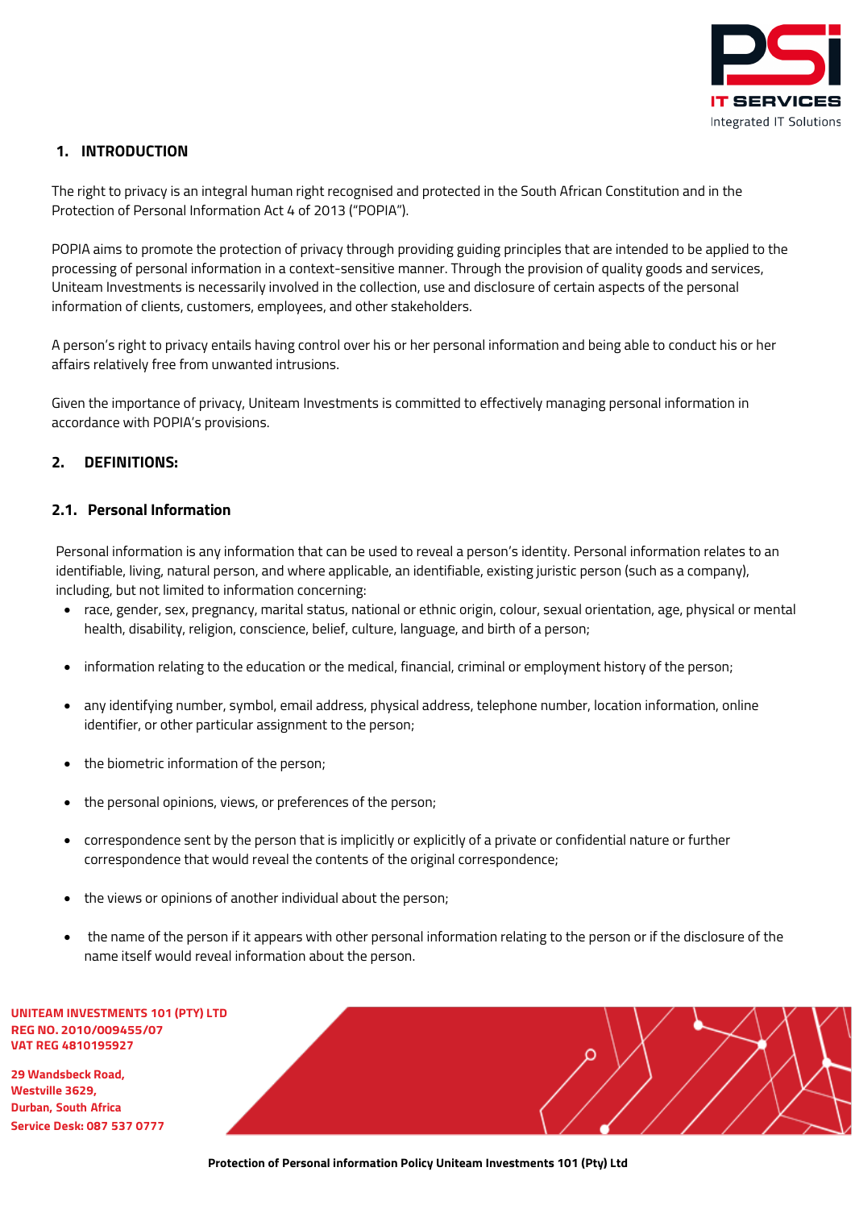## 1. INTRODUCTION

The right to privacy is an integral human right recognised and protected in the South African Constitution and in the Protection of Personal Information Act 4 of 2013 ("POPIA").

POPIA aims to promote the protection of privacy through providing guiding principles that are intended to be applied to the processing of personal information in a context-sensitive manner. Through the provision of quality goods and services, Uniteam Investments is necessarily involved in the collection, use and disclosure of certain aspects of the personal information of clients, customers, employees, and other stakeholders.

A person's right to privacy entails having control over his or her personal information and being able to conduct his or her affairs relatively free from unwanted intrusions.

Given the importance of privacy, Uniteam Investments is committed to effectively managing personal information in accordance with POPIA's provisions.

## 2. DEFINITIONS:

### 2.1. Personal Information

Personal information is any information that can be used to reveal a person's identity. Personal information relates to an identifiable, living, natural person, and where applicable, an identifiable, existing juristic person (such as a company), including, but not limited to information concerning:

- race, gender, sex, pregnancy, marital status, national or ethnic origin, colour, sexual orientation, age, physical or mental health, disability, religion, conscience, belief, culture, language, and birth of a person;
- information relating to the education or the medical, financial, criminal or employment history of the person;
- any identifying number, symbol, email address, physical address, telephone number, location information, online identifier, or other particular assignment to the person;
- the biometric information of the person;
- the personal opinions, views, or preferences of the person;
- correspondence sent by the person that is implicitly or explicitly of a private or confidential nature or further correspondence that would reveal the contents of the original correspondence;
- the views or opinions of another individual about the person;
- the name of the person if it appears with other personal information relating to the person or if the disclosure of the name itself would reveal information about the person.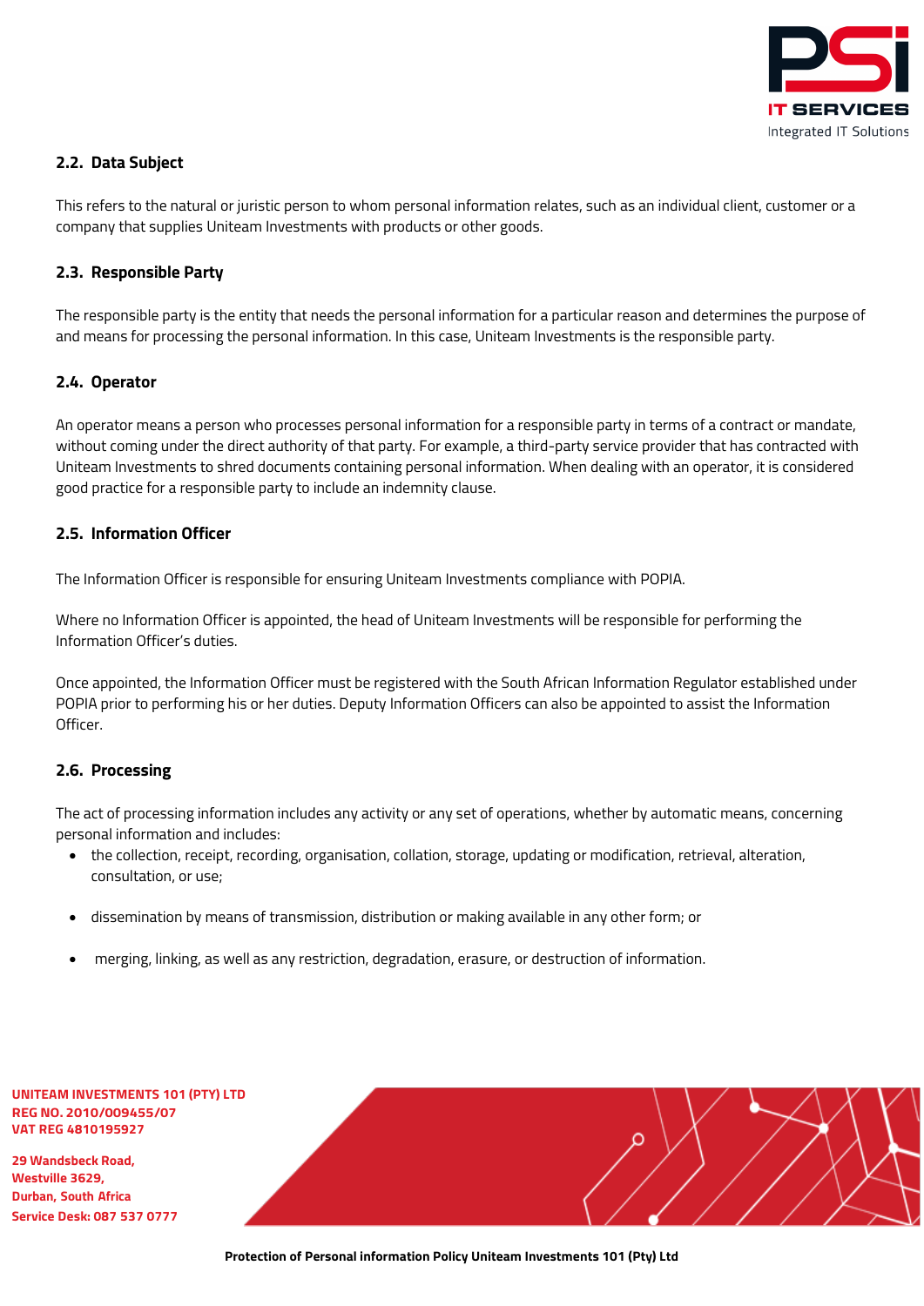## 2.2. Data Subject

This refers to the natural or juristic person to whom personal information relates, such as an individual client, customer or a company that supplies Uniteam Investments with products or other goods.

## 2.3. Responsible Party

The responsible party is the entity that needs the personal information for a particular reason and determines the purpose of and means for processing the personal information. In this case, Uniteam Investments is the responsible party.

## 2.4. Operator

An operator means a person who processes personal information for a responsible party in terms of a contract or mandate, without coming under the direct authority of that party. For example, a third-party service provider that has contracted with Uniteam Investments to shred documents containing personal information. When dealing with an operator, it is considered good practice for a responsible party to include an indemnity clause.

## 2.5. Information Officer

The Information Officer is responsible for ensuring Uniteam Investments compliance with POPIA.

Where no Information Officer is appointed, the head of Uniteam Investments will be responsible for performing the Information Officer's duties.

Once appointed, the Information Officer must be registered with the South African Information Regulator established under POPIA prior to performing his or her duties. Deputy Information Officers can also be appointed to assist the Information Officer.

## 2.6. Processing

The act of processing information includes any activity or any set of operations, whether by automatic means, concerning personal information and includes:

- the collection, receipt, recording, organisation, collation, storage, updating or modification, retrieval, alteration, consultation, or use;
- dissemination by means of transmission, distribution or making available in any other form; or
- merging, linking, as well as any restriction, degradation, erasure, or destruction of information.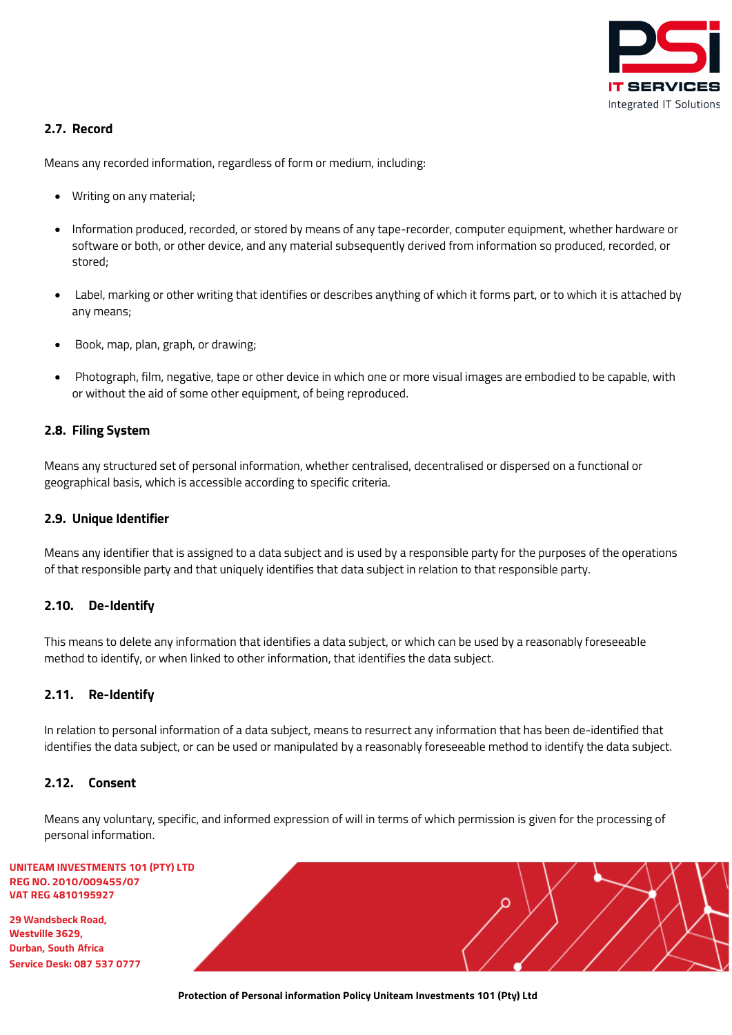### 2.7. Record

Means any recorded information, regardless of form or medium, including:

- Writing on any material;
- Information produced, recorded, or stored by means of any tape-recorder, computer equipment, whether hardware or software or both, or other device, and any material subsequently derived from information so produced, recorded, or stored;
- Label, marking or other writing that identifies or describes anything of which it forms part, or to which it is attached by any means;
- Book, map, plan, graph, or drawing;
- Photograph, film, negative, tape or other device in which one or more visual images are embodied to be capable, with or without the aid of some other equipment, of being reproduced.

### 2.8. Filing System

Means any structured set of personal information, whether centralised, decentralised or dispersed on a functional or geographical basis, which is accessible according to specific criteria.

### 2.9. Unique Identifier

Means any identifier that is assigned to a data subject and is used by a responsible party for the purposes of the operations of that responsible party and that uniquely identifies that data subject in relation to that responsible party.

### 2.10. De-Identify

This means to delete any information that identifies a data subject, or which can be used by a reasonably foreseeable method to identify, or when linked to other information, that identifies the data subject.

### 2.11. Re-Identify

In relation to personal information of a data subject, means to resurrect any information that has been de-identified that identifies the data subject, or can be used or manipulated by a reasonably foreseeable method to identify the data subject.

### 2.12. Consent

Means any voluntary, specific, and informed expression of will in terms of which permission is given for the processing of personal information.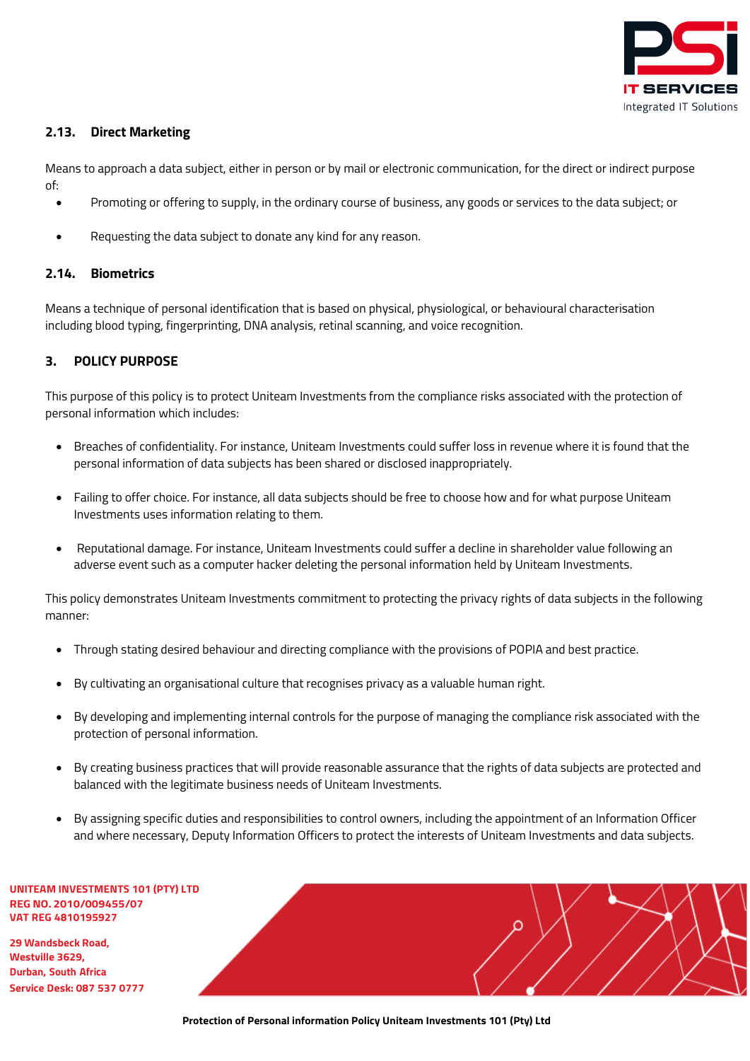### 2.13. Direct Marketing

Means to approach a data subject, either in person or by mail or electronic communication, for the direct or indirect purpose of:

- Promoting or offering to supply, in the ordinary course of business, any goods or services to the data subject; or
- Requesting the data subject to donate any kind for any reason.

### 2.14. Biometrics

Means a technique of personal identification that is based on physical, physiological, or behavioural characterisation including blood typing, fingerprinting, DNA analysis, retinal scanning, and voice recognition.

## 3. POLICY PURPOSE

This purpose of this policy is to protect Uniteam Investments from the compliance risks associated with the protection of personal information which includes:

- Breaches of confidentiality. For instance, Uniteam Investments could suffer loss in revenue where it is found that the personal information of data subjects has been shared or disclosed inappropriately.
- Failing to offer choice. For instance, all data subjects should be free to choose how and for what purpose Uniteam Investments uses information relating to them.
- Reputational damage. For instance, Uniteam Investments could suffer a decline in shareholder value following an adverse event such as a computer hacker deleting the personal information held by Uniteam Investments.

This policy demonstrates Uniteam Investments commitment to protecting the privacy rights of data subjects in the following manner:

- Through stating desired behaviour and directing compliance with the provisions of POPIA and best practice.
- By cultivating an organisational culture that recognises privacy as a valuable human right.
- By developing and implementing internal controls for the purpose of managing the compliance risk associated with the protection of personal information.
- By creating business practices that will provide reasonable assurance that the rights of data subjects are protected and balanced with the legitimate business needs of Uniteam Investments.
- By assigning specific duties and responsibilities to control owners, including the appointment of an Information Officer and where necessary, Deputy Information Officers to protect the interests of Uniteam Investments and data subjects.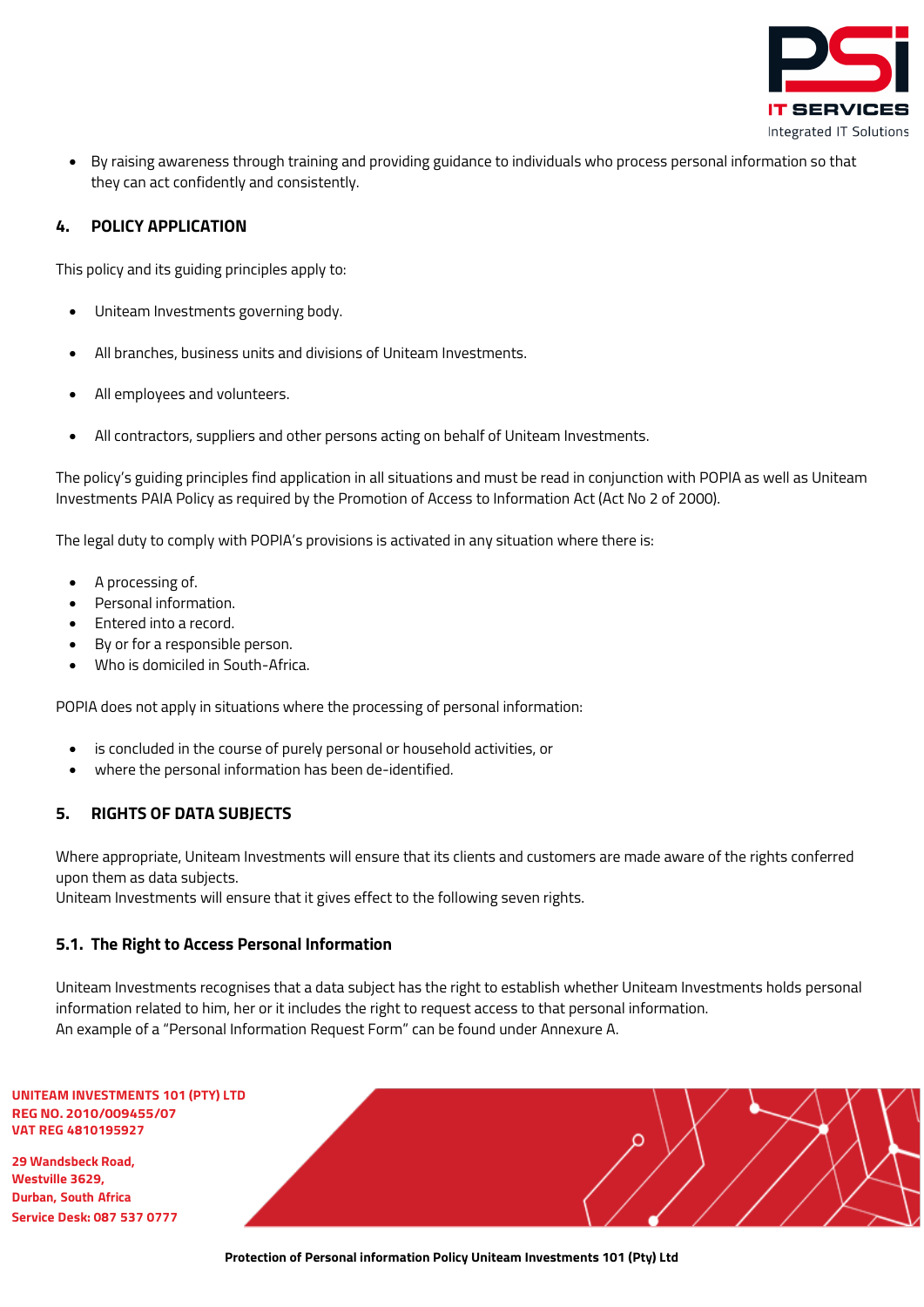- By raising awareness through training and providing guidance to individuals who process personal information so that they can act confidently and consistently.

## 4. POLICY APPLICATION

This policy and its guiding principles apply to:

- Uniteam Investments governing body.
- All branches, business units and divisions of Uniteam Investments.
- All employees and volunteers.
- All contractors, suppliers and other persons acting on behalf of Uniteam Investments.

The policy's guiding principles find application in all situations and must be read in conjunction with POPIA as well as Uniteam Investments PAIA Policy as required by the Promotion of Access to Information Act (Act No 2 of 2000).

The legal duty to comply with POPIA's provisions is activated in any situation where there is:

- A processing of.
- Personal information.
- Entered into a record.
- By or for a responsible person.
- Who is domiciled in South-Africa.

POPIA does not apply in situations where the processing of personal information:

- is concluded in the course of purely personal or household activities, or
- where the personal information has been de-identified.

## 5. RIGHTS OF DATA SUBJECTS

Where appropriate, Uniteam Investments will ensure that its clients and customers are made aware of the rights conferred upon them as data subjects.
Uniteam Investments will ensure that it gives effect to the following seven rights.

### 5.1. The Right to Access Personal Information

Uniteam Investments recognises that a data subject has the right to establish whether Uniteam Investments holds personal information related to him, her or it includes the right to request access to that personal information.
An example of a "Personal Information Request Form" can be found under Annexure A.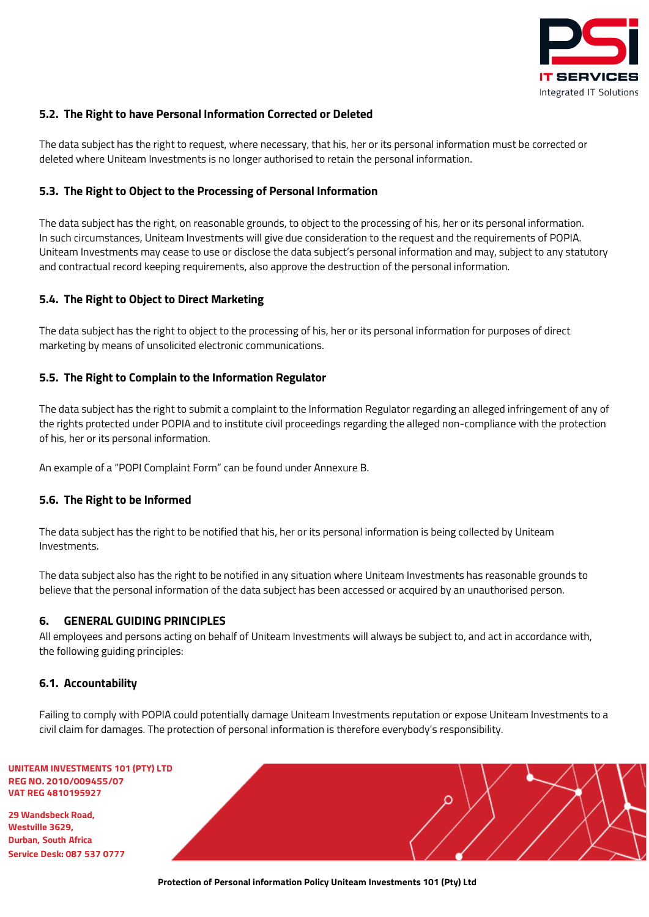### 5.2. The Right to have Personal Information Corrected or Deleted

The data subject has the right to request, where necessary, that his, her or its personal information must be corrected or deleted where Uniteam Investments is no longer authorised to retain the personal information.

### 5.3. The Right to Object to the Processing of Personal Information

The data subject has the right, on reasonable grounds, to object to the processing of his, her or its personal information. In such circumstances, Uniteam Investments will give due consideration to the request and the requirements of POPIA. Uniteam Investments may cease to use or disclose the data subject's personal information and may, subject to any statutory and contractual record keeping requirements, also approve the destruction of the personal information.

### 5.4. The Right to Object to Direct Marketing

The data subject has the right to object to the processing of his, her or its personal information for purposes of direct marketing by means of unsolicited electronic communications.

### 5.5. The Right to Complain to the Information Regulator

The data subject has the right to submit a complaint to the Information Regulator regarding an alleged infringement of any of the rights protected under POPIA and to institute civil proceedings regarding the alleged non-compliance with the protection of his, her or its personal information.

An example of a "POPI Complaint Form" can be found under Annexure B.

### 5.6. The Right to be Informed

The data subject has the right to be notified that his, her or its personal information is being collected by Uniteam Investments.

The data subject also has the right to be notified in any situation where Uniteam Investments has reasonable grounds to believe that the personal information of the data subject has been accessed or acquired by an unauthorised person.

## 6. GENERAL GUIDING PRINCIPLES

All employees and persons acting on behalf of Uniteam Investments will always be subject to, and act in accordance with, the following guiding principles:

### 6.1. Accountability

Failing to comply with POPIA could potentially damage Uniteam Investments reputation or expose Uniteam Investments to a civil claim for damages. The protection of personal information is therefore everybody's responsibility.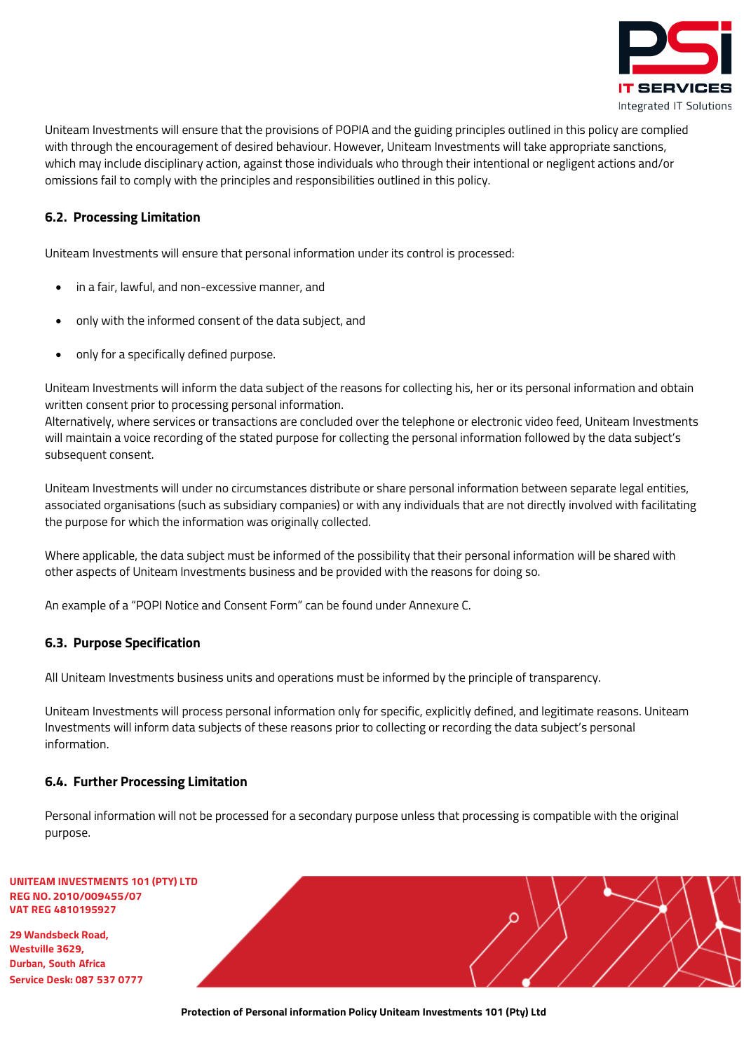Uniteam Investments will ensure that the provisions of POPIA and the guiding principles outlined in this policy are complied with through the encouragement of desired behaviour. However, Uniteam Investments will take appropriate sanctions, which may include disciplinary action, against those individuals who through their intentional or negligent actions and/or omissions fail to comply with the principles and responsibilities outlined in this policy.

### 6.2. Processing Limitation

Uniteam Investments will ensure that personal information under its control is processed:

- in a fair, lawful, and non-excessive manner, and
- only with the informed consent of the data subject, and
- only for a specifically defined purpose.

Uniteam Investments will inform the data subject of the reasons for collecting his, her or its personal information and obtain written consent prior to processing personal information.
Alternatively, where services or transactions are concluded over the telephone or electronic video feed, Uniteam Investments will maintain a voice recording of the stated purpose for collecting the personal information followed by the data subject's subsequent consent.

Uniteam Investments will under no circumstances distribute or share personal information between separate legal entities, associated organisations (such as subsidiary companies) or with any individuals that are not directly involved with facilitating the purpose for which the information was originally collected.

Where applicable, the data subject must be informed of the possibility that their personal information will be shared with other aspects of Uniteam Investments business and be provided with the reasons for doing so.

An example of a "POPI Notice and Consent Form" can be found under Annexure C.

### 6.3. Purpose Specification

All Uniteam Investments business units and operations must be informed by the principle of transparency.

Uniteam Investments will process personal information only for specific, explicitly defined, and legitimate reasons. Uniteam Investments will inform data subjects of these reasons prior to collecting or recording the data subject's personal information.

### 6.4. Further Processing Limitation

Personal information will not be processed for a secondary purpose unless that processing is compatible with the original purpose.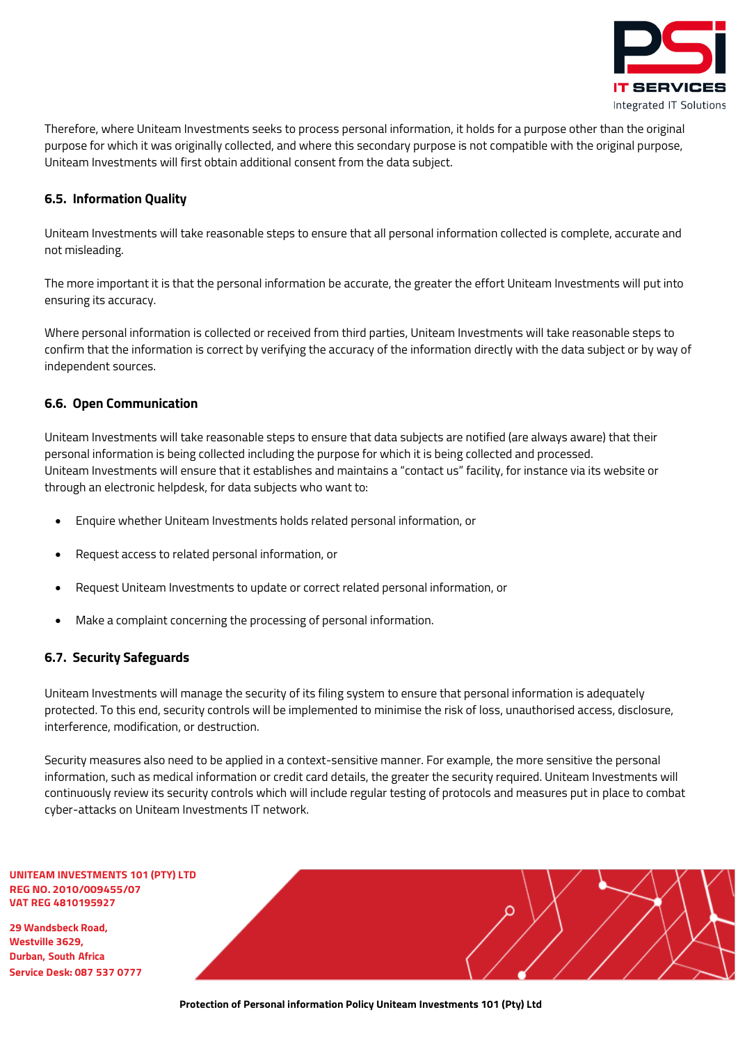Therefore, where Uniteam Investments seeks to process personal information, it holds for a purpose other than the original purpose for which it was originally collected, and where this secondary purpose is not compatible with the original purpose, Uniteam Investments will first obtain additional consent from the data subject.

### 6.5. Information Quality

Uniteam Investments will take reasonable steps to ensure that all personal information collected is complete, accurate and not misleading.

The more important it is that the personal information be accurate, the greater the effort Uniteam Investments will put into ensuring its accuracy.

Where personal information is collected or received from third parties, Uniteam Investments will take reasonable steps to confirm that the information is correct by verifying the accuracy of the information directly with the data subject or by way of independent sources.

### 6.6. Open Communication

Uniteam Investments will take reasonable steps to ensure that data subjects are notified (are always aware) that their personal information is being collected including the purpose for which it is being collected and processed.
Uniteam Investments will ensure that it establishes and maintains a "contact us" facility, for instance via its website or through an electronic helpdesk, for data subjects who want to:

- Enquire whether Uniteam Investments holds related personal information, or
- Request access to related personal information, or
- Request Uniteam Investments to update or correct related personal information, or
- Make a complaint concerning the processing of personal information.

### 6.7. Security Safeguards

Uniteam Investments will manage the security of its filing system to ensure that personal information is adequately protected. To this end, security controls will be implemented to minimise the risk of loss, unauthorised access, disclosure, interference, modification, or destruction.

Security measures also need to be applied in a context-sensitive manner. For example, the more sensitive the personal information, such as medical information or credit card details, the greater the security required. Uniteam Investments will continuously review its security controls which will include regular testing of protocols and measures put in place to combat cyber-attacks on Uniteam Investments IT network.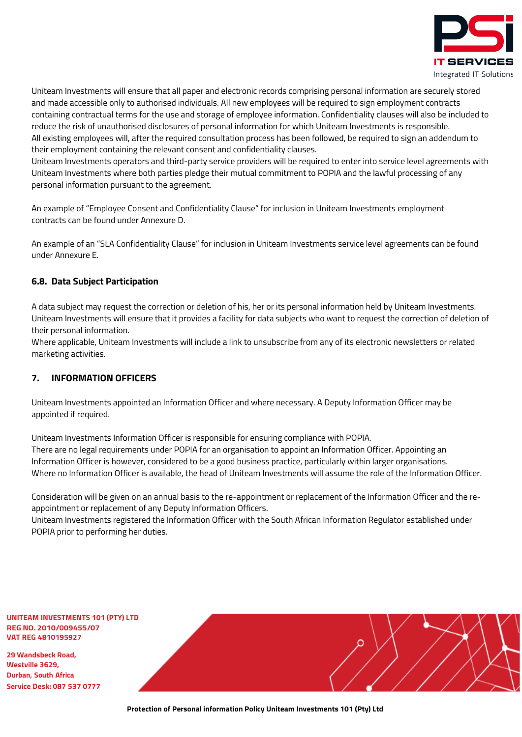Uniteam Investments will ensure that all paper and electronic records comprising personal information are securely stored and made accessible only to authorised individuals. All new employees will be required to sign employment contracts containing contractual terms for the use and storage of employee information. Confidentiality clauses will also be included to reduce the risk of unauthorised disclosures of personal information for which Uniteam Investments is responsible.
All existing employees will, after the required consultation process has been followed, be required to sign an addendum to their employment containing the relevant consent and confidentiality clauses.
Uniteam Investments operators and third-party service providers will be required to enter into service level agreements with Uniteam Investments where both parties pledge their mutual commitment to POPIA and the lawful processing of any personal information pursuant to the agreement.

An example of "Employee Consent and Confidentiality Clause" for inclusion in Uniteam Investments employment contracts can be found under Annexure D.

An example of an "SLA Confidentiality Clause" for inclusion in Uniteam Investments service level agreements can be found under Annexure E.

### 6.8. Data Subject Participation

A data subject may request the correction or deletion of his, her or its personal information held by Uniteam Investments.
Uniteam Investments will ensure that it provides a facility for data subjects who want to request the correction of deletion of their personal information.
Where applicable, Uniteam Investments will include a link to unsubscribe from any of its electronic newsletters or related marketing activities.

## 7. INFORMATION OFFICERS

Uniteam Investments appointed an Information Officer and where necessary. A Deputy Information Officer may be appointed if required.

Uniteam Investments Information Officer is responsible for ensuring compliance with POPIA.
There are no legal requirements under POPIA for an organisation to appoint an Information Officer. Appointing an Information Officer is however, considered to be a good business practice, particularly within larger organisations.
Where no Information Officer is available, the head of Uniteam Investments will assume the role of the Information Officer.

Consideration will be given on an annual basis to the re-appointment or replacement of the Information Officer and the re-appointment or replacement of any Deputy Information Officers.
Uniteam Investments registered the Information Officer with the South African Information Regulator established under POPIA prior to performing her duties.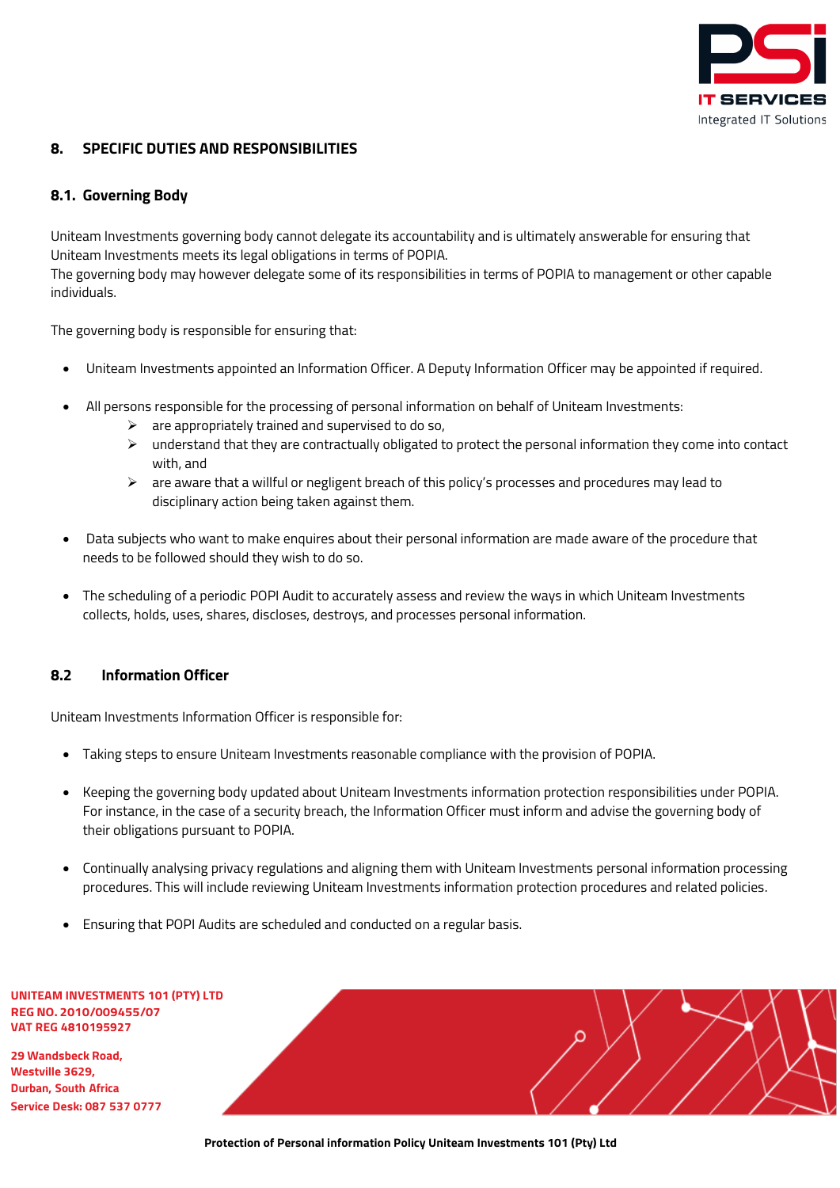## 8. SPECIFIC DUTIES AND RESPONSIBILITIES

### 8.1. Governing Body

Uniteam Investments governing body cannot delegate its accountability and is ultimately answerable for ensuring that Uniteam Investments meets its legal obligations in terms of POPIA.
The governing body may however delegate some of its responsibilities in terms of POPIA to management or other capable individuals.

The governing body is responsible for ensuring that:

- Uniteam Investments appointed an Information Officer. A Deputy Information Officer may be appointed if required.
- All persons responsible for the processing of personal information on behalf of Uniteam Investments:
  - are appropriately trained and supervised to do so,
  - understand that they are contractually obligated to protect the personal information they come into contact with, and
  - are aware that a willful or negligent breach of this policy's processes and procedures may lead to disciplinary action being taken against them.
- Data subjects who want to make enquires about their personal information are made aware of the procedure that needs to be followed should they wish to do so.
- The scheduling of a periodic POPI Audit to accurately assess and review the ways in which Uniteam Investments collects, holds, uses, shares, discloses, destroys, and processes personal information.

### 8.2 Information Officer

Uniteam Investments Information Officer is responsible for:

- Taking steps to ensure Uniteam Investments reasonable compliance with the provision of POPIA.
- Keeping the governing body updated about Uniteam Investments information protection responsibilities under POPIA. For instance, in the case of a security breach, the Information Officer must inform and advise the governing body of their obligations pursuant to POPIA.
- Continually analysing privacy regulations and aligning them with Uniteam Investments personal information processing procedures. This will include reviewing Uniteam Investments information protection procedures and related policies.
- Ensuring that POPI Audits are scheduled and conducted on a regular basis.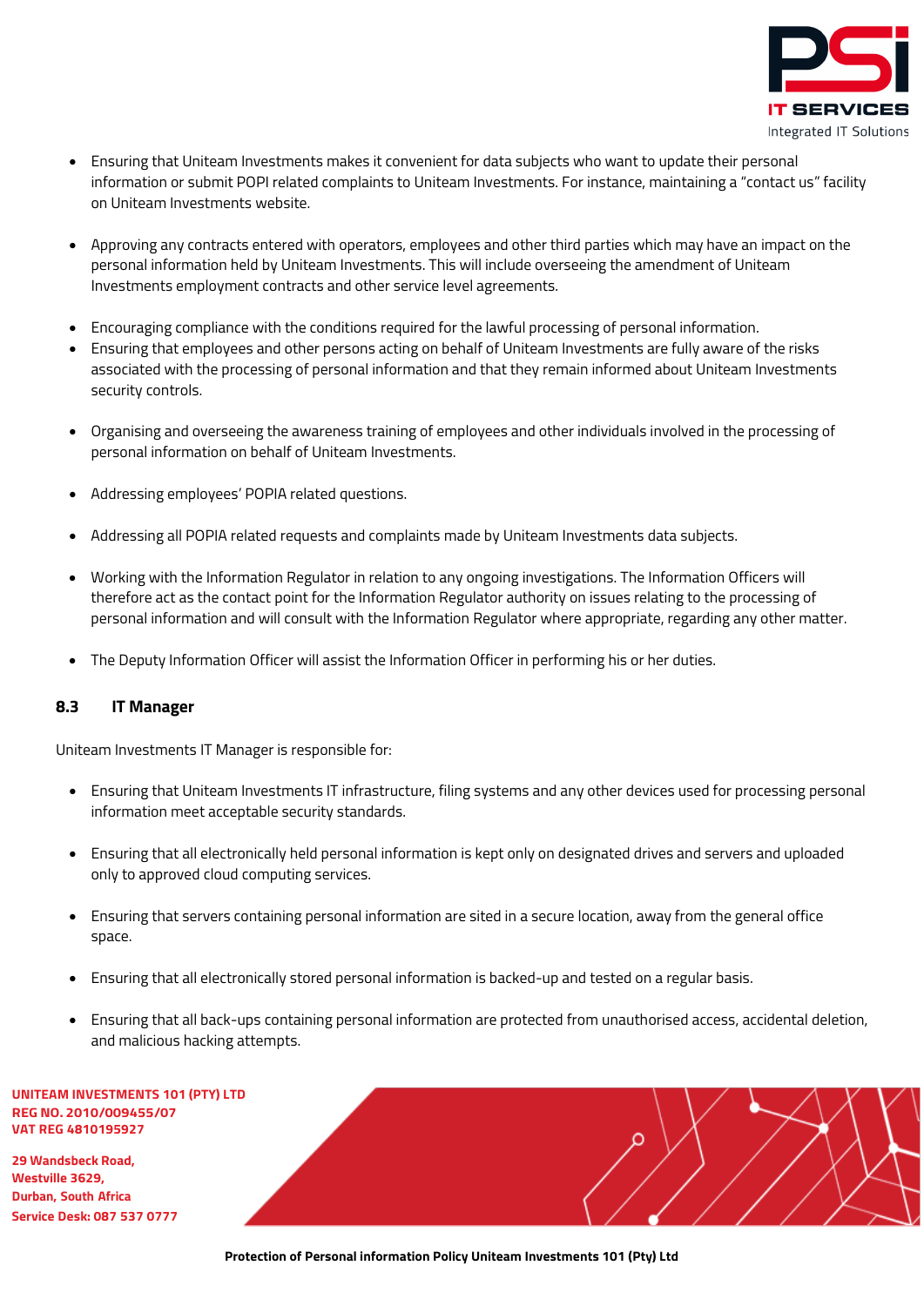- Ensuring that Uniteam Investments makes it convenient for data subjects who want to update their personal information or submit POPI related complaints to Uniteam Investments. For instance, maintaining a "contact us" facility on Uniteam Investments website.

- Approving any contracts entered with operators, employees and other third parties which may have an impact on the personal information held by Uniteam Investments. This will include overseeing the amendment of Uniteam Investments employment contracts and other service level agreements.

- Encouraging compliance with the conditions required for the lawful processing of personal information.
- Ensuring that employees and other persons acting on behalf of Uniteam Investments are fully aware of the risks associated with the processing of personal information and that they remain informed about Uniteam Investments security controls.

- Organising and overseeing the awareness training of employees and other individuals involved in the processing of personal information on behalf of Uniteam Investments.

- Addressing employees' POPIA related questions.

- Addressing all POPIA related requests and complaints made by Uniteam Investments data subjects.

- Working with the Information Regulator in relation to any ongoing investigations. The Information Officers will therefore act as the contact point for the Information Regulator authority on issues relating to the processing of personal information and will consult with the Information Regulator where appropriate, regarding any other matter.

- The Deputy Information Officer will assist the Information Officer in performing his or her duties.

### 8.3 IT Manager

Uniteam Investments IT Manager is responsible for:

- Ensuring that Uniteam Investments IT infrastructure, filing systems and any other devices used for processing personal information meet acceptable security standards.

- Ensuring that all electronically held personal information is kept only on designated drives and servers and uploaded only to approved cloud computing services.

- Ensuring that servers containing personal information are sited in a secure location, away from the general office space.

- Ensuring that all electronically stored personal information is backed-up and tested on a regular basis.

- Ensuring that all back-ups containing personal information are protected from unauthorised access, accidental deletion, and malicious hacking attempts.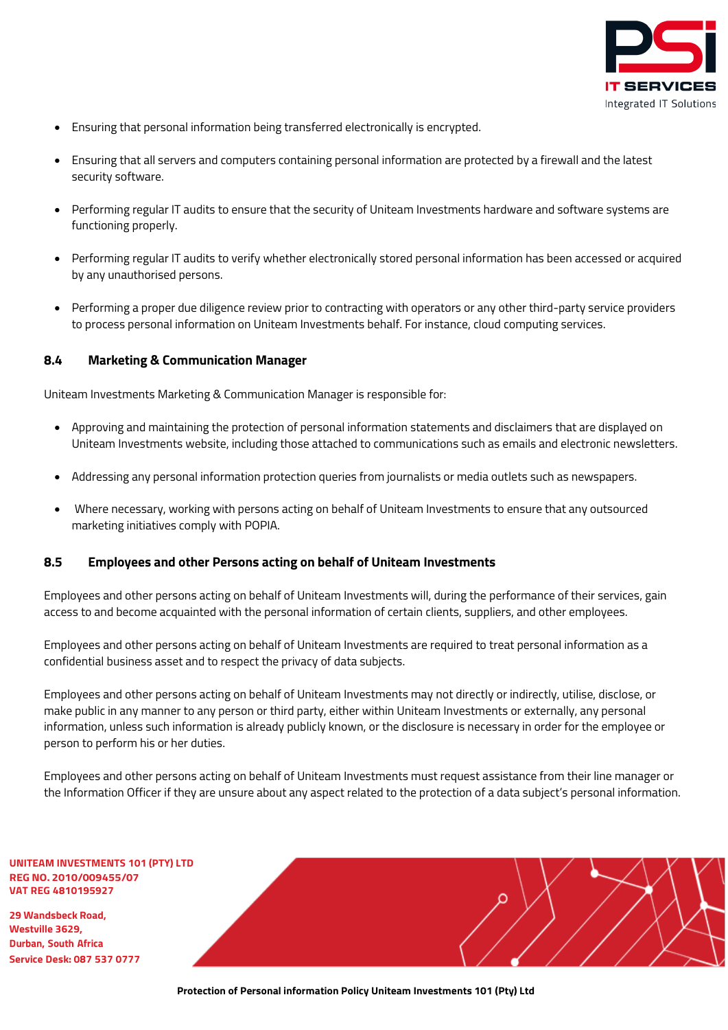- Ensuring that personal information being transferred electronically is encrypted.

- Ensuring that all servers and computers containing personal information are protected by a firewall and the latest security software.

- Performing regular IT audits to ensure that the security of Uniteam Investments hardware and software systems are functioning properly.

- Performing regular IT audits to verify whether electronically stored personal information has been accessed or acquired by any unauthorised persons.

- Performing a proper due diligence review prior to contracting with operators or any other third-party service providers to process personal information on Uniteam Investments behalf. For instance, cloud computing services.

### 8.4 Marketing & Communication Manager

Uniteam Investments Marketing & Communication Manager is responsible for:

- Approving and maintaining the protection of personal information statements and disclaimers that are displayed on Uniteam Investments website, including those attached to communications such as emails and electronic newsletters.

- Addressing any personal information protection queries from journalists or media outlets such as newspapers.

- Where necessary, working with persons acting on behalf of Uniteam Investments to ensure that any outsourced marketing initiatives comply with POPIA.

### 8.5 Employees and other Persons acting on behalf of Uniteam Investments

Employees and other persons acting on behalf of Uniteam Investments will, during the performance of their services, gain access to and become acquainted with the personal information of certain clients, suppliers, and other employees.

Employees and other persons acting on behalf of Uniteam Investments are required to treat personal information as a confidential business asset and to respect the privacy of data subjects.

Employees and other persons acting on behalf of Uniteam Investments may not directly or indirectly, utilise, disclose, or make public in any manner to any person or third party, either within Uniteam Investments or externally, any personal information, unless such information is already publicly known, or the disclosure is necessary in order for the employee or person to perform his or her duties.

Employees and other persons acting on behalf of Uniteam Investments must request assistance from their line manager or the Information Officer if they are unsure about any aspect related to the protection of a data subject's personal information.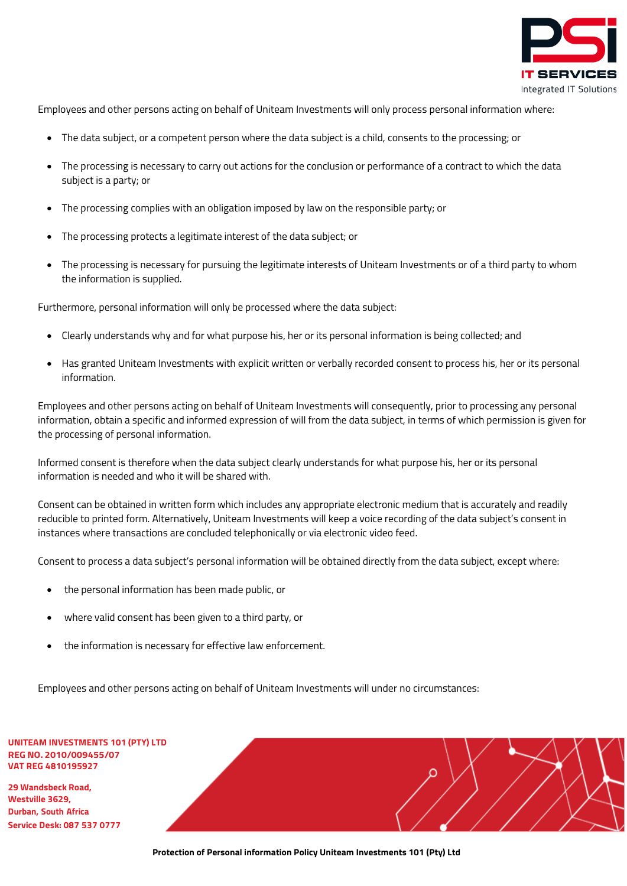Employees and other persons acting on behalf of Uniteam Investments will only process personal information where:

- The data subject, or a competent person where the data subject is a child, consents to the processing; or
- The processing is necessary to carry out actions for the conclusion or performance of a contract to which the data subject is a party; or
- The processing complies with an obligation imposed by law on the responsible party; or
- The processing protects a legitimate interest of the data subject; or
- The processing is necessary for pursuing the legitimate interests of Uniteam Investments or of a third party to whom the information is supplied.

Furthermore, personal information will only be processed where the data subject:

- Clearly understands why and for what purpose his, her or its personal information is being collected; and
- Has granted Uniteam Investments with explicit written or verbally recorded consent to process his, her or its personal information.

Employees and other persons acting on behalf of Uniteam Investments will consequently, prior to processing any personal information, obtain a specific and informed expression of will from the data subject, in terms of which permission is given for the processing of personal information.

Informed consent is therefore when the data subject clearly understands for what purpose his, her or its personal information is needed and who it will be shared with.

Consent can be obtained in written form which includes any appropriate electronic medium that is accurately and readily reducible to printed form. Alternatively, Uniteam Investments will keep a voice recording of the data subject's consent in instances where transactions are concluded telephonically or via electronic video feed.

Consent to process a data subject's personal information will be obtained directly from the data subject, except where:

- the personal information has been made public, or
- where valid consent has been given to a third party, or
- the information is necessary for effective law enforcement.

Employees and other persons acting on behalf of Uniteam Investments will under no circumstances: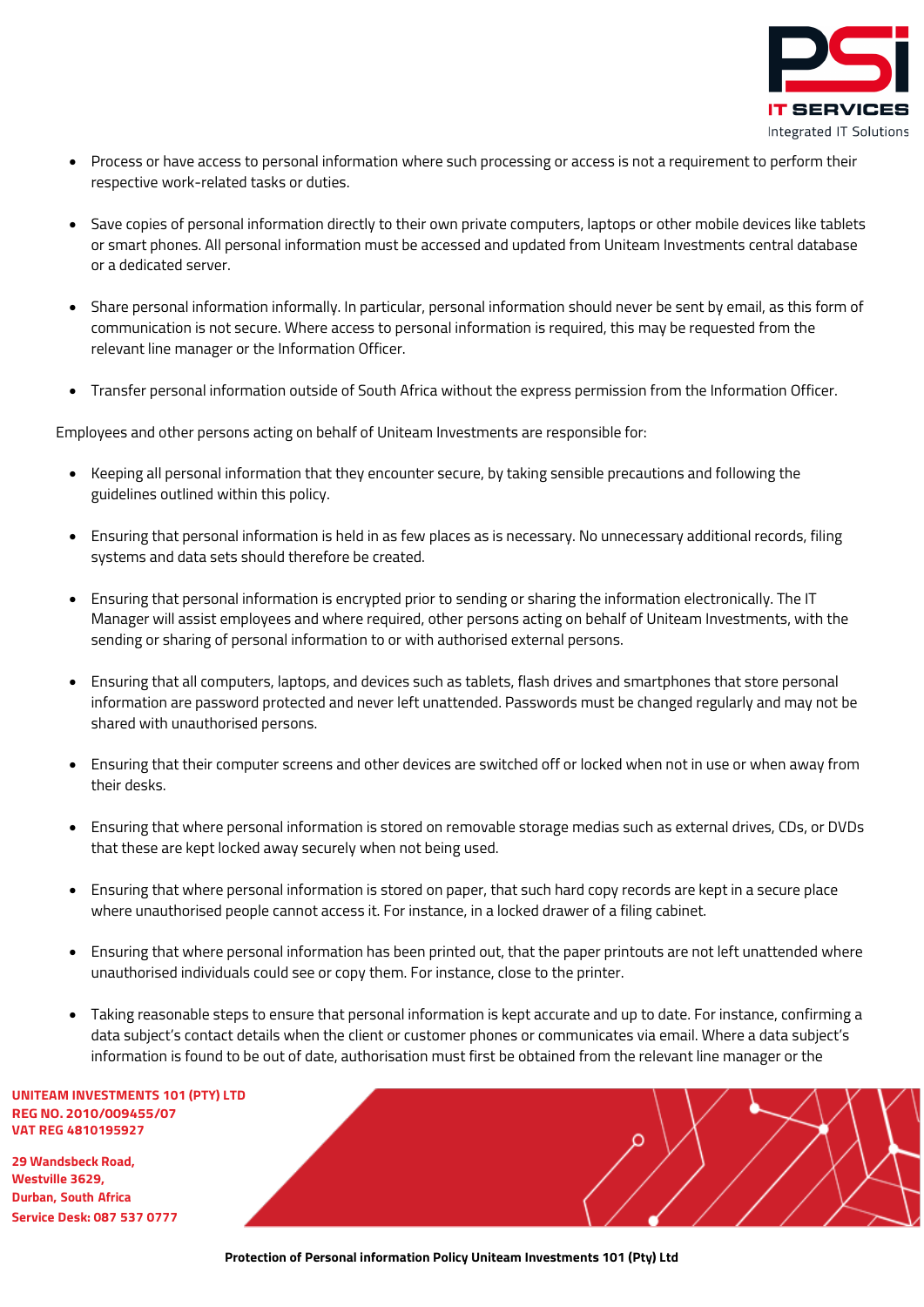- Process or have access to personal information where such processing or access is not a requirement to perform their respective work-related tasks or duties.

- Save copies of personal information directly to their own private computers, laptops or other mobile devices like tablets or smart phones. All personal information must be accessed and updated from Uniteam Investments central database or a dedicated server.

- Share personal information informally. In particular, personal information should never be sent by email, as this form of communication is not secure. Where access to personal information is required, this may be requested from the relevant line manager or the Information Officer.

- Transfer personal information outside of South Africa without the express permission from the Information Officer.

Employees and other persons acting on behalf of Uniteam Investments are responsible for:

- Keeping all personal information that they encounter secure, by taking sensible precautions and following the guidelines outlined within this policy.

- Ensuring that personal information is held in as few places as is necessary. No unnecessary additional records, filing systems and data sets should therefore be created.

- Ensuring that personal information is encrypted prior to sending or sharing the information electronically. The IT Manager will assist employees and where required, other persons acting on behalf of Uniteam Investments, with the sending or sharing of personal information to or with authorised external persons.

- Ensuring that all computers, laptops, and devices such as tablets, flash drives and smartphones that store personal information are password protected and never left unattended. Passwords must be changed regularly and may not be shared with unauthorised persons.

- Ensuring that their computer screens and other devices are switched off or locked when not in use or when away from their desks.

- Ensuring that where personal information is stored on removable storage medias such as external drives, CDs, or DVDs that these are kept locked away securely when not being used.

- Ensuring that where personal information is stored on paper, that such hard copy records are kept in a secure place where unauthorised people cannot access it. For instance, in a locked drawer of a filing cabinet.

- Ensuring that where personal information has been printed out, that the paper printouts are not left unattended where unauthorised individuals could see or copy them. For instance, close to the printer.

- Taking reasonable steps to ensure that personal information is kept accurate and up to date. For instance, confirming a data subject's contact details when the client or customer phones or communicates via email. Where a data subject's information is found to be out of date, authorisation must first be obtained from the relevant line manager or the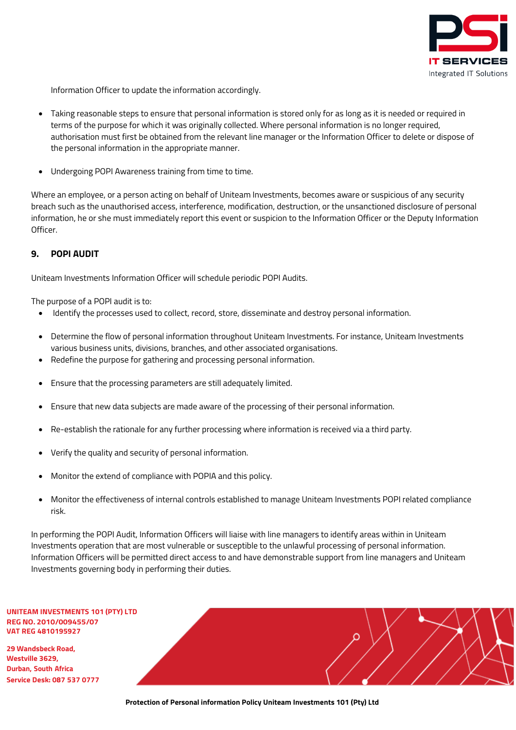Information Officer to update the information accordingly.

- Taking reasonable steps to ensure that personal information is stored only for as long as it is needed or required in terms of the purpose for which it was originally collected. Where personal information is no longer required, authorisation must first be obtained from the relevant line manager or the Information Officer to delete or dispose of the personal information in the appropriate manner.

- Undergoing POPI Awareness training from time to time.

Where an employee, or a person acting on behalf of Uniteam Investments, becomes aware or suspicious of any security breach such as the unauthorised access, interference, modification, destruction, or the unsanctioned disclosure of personal information, he or she must immediately report this event or suspicion to the Information Officer or the Deputy Information Officer.

## 9. POPI AUDIT

Uniteam Investments Information Officer will schedule periodic POPI Audits.

The purpose of a POPI audit is to:

- Identify the processes used to collect, record, store, disseminate and destroy personal information.

- Determine the flow of personal information throughout Uniteam Investments. For instance, Uniteam Investments various business units, divisions, branches, and other associated organisations.
- Redefine the purpose for gathering and processing personal information.

- Ensure that the processing parameters are still adequately limited.

- Ensure that new data subjects are made aware of the processing of their personal information.

- Re-establish the rationale for any further processing where information is received via a third party.

- Verify the quality and security of personal information.

- Monitor the extend of compliance with POPIA and this policy.

- Monitor the effectiveness of internal controls established to manage Uniteam Investments POPI related compliance risk.

In performing the POPI Audit, Information Officers will liaise with line managers to identify areas within in Uniteam Investments operation that are most vulnerable or susceptible to the unlawful processing of personal information. Information Officers will be permitted direct access to and have demonstrable support from line managers and Uniteam Investments governing body in performing their duties.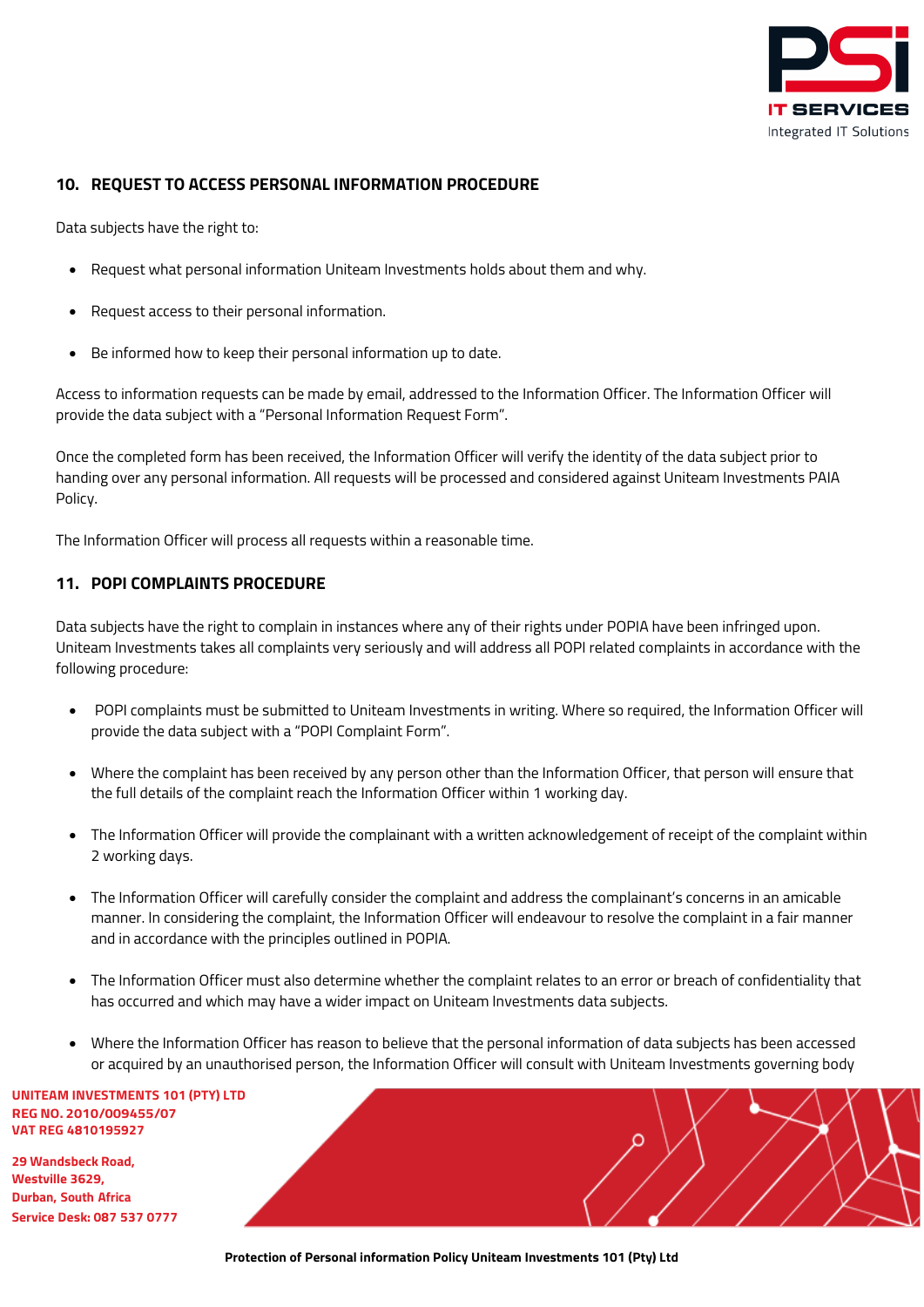## 10. REQUEST TO ACCESS PERSONAL INFORMATION PROCEDURE

Data subjects have the right to:

- Request what personal information Uniteam Investments holds about them and why.
- Request access to their personal information.
- Be informed how to keep their personal information up to date.

Access to information requests can be made by email, addressed to the Information Officer. The Information Officer will provide the data subject with a "Personal Information Request Form".

Once the completed form has been received, the Information Officer will verify the identity of the data subject prior to handing over any personal information. All requests will be processed and considered against Uniteam Investments PAIA Policy.

The Information Officer will process all requests within a reasonable time.

## 11. POPI COMPLAINTS PROCEDURE

Data subjects have the right to complain in instances where any of their rights under POPIA have been infringed upon. Uniteam Investments takes all complaints very seriously and will address all POPI related complaints in accordance with the following procedure:

- POPI complaints must be submitted to Uniteam Investments in writing. Where so required, the Information Officer will provide the data subject with a "POPI Complaint Form".
- Where the complaint has been received by any person other than the Information Officer, that person will ensure that the full details of the complaint reach the Information Officer within 1 working day.
- The Information Officer will provide the complainant with a written acknowledgement of receipt of the complaint within 2 working days.
- The Information Officer will carefully consider the complaint and address the complainant's concerns in an amicable manner. In considering the complaint, the Information Officer will endeavour to resolve the complaint in a fair manner and in accordance with the principles outlined in POPIA.
- The Information Officer must also determine whether the complaint relates to an error or breach of confidentiality that has occurred and which may have a wider impact on Uniteam Investments data subjects.
- Where the Information Officer has reason to believe that the personal information of data subjects has been accessed or acquired by an unauthorised person, the Information Officer will consult with Uniteam Investments governing body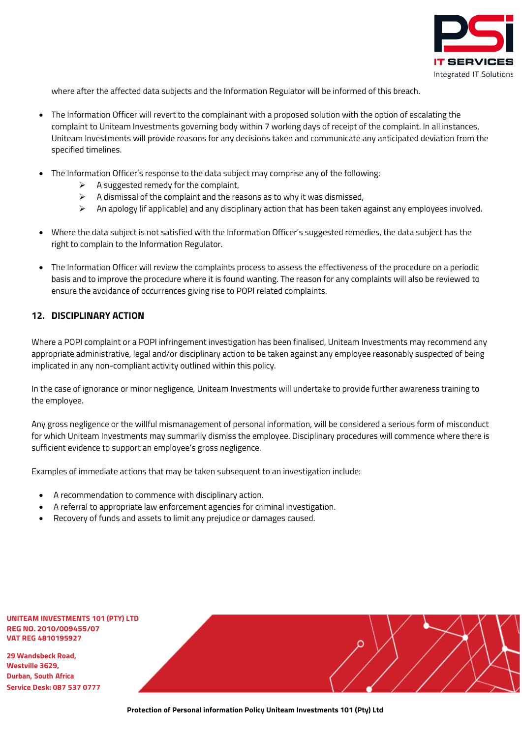where after the affected data subjects and the Information Regulator will be informed of this breach.

- The Information Officer will revert to the complainant with a proposed solution with the option of escalating the complaint to Uniteam Investments governing body within 7 working days of receipt of the complaint. In all instances, Uniteam Investments will provide reasons for any decisions taken and communicate any anticipated deviation from the specified timelines.

- The Information Officer's response to the data subject may comprise any of the following:
  - A suggested remedy for the complaint,
  - A dismissal of the complaint and the reasons as to why it was dismissed,
  - An apology (if applicable) and any disciplinary action that has been taken against any employees involved.

- Where the data subject is not satisfied with the Information Officer's suggested remedies, the data subject has the right to complain to the Information Regulator.

- The Information Officer will review the complaints process to assess the effectiveness of the procedure on a periodic basis and to improve the procedure where it is found wanting. The reason for any complaints will also be reviewed to ensure the avoidance of occurrences giving rise to POPI related complaints.

## 12. DISCIPLINARY ACTION

Where a POPI complaint or a POPI infringement investigation has been finalised, Uniteam Investments may recommend any appropriate administrative, legal and/or disciplinary action to be taken against any employee reasonably suspected of being implicated in any non-compliant activity outlined within this policy.

In the case of ignorance or minor negligence, Uniteam Investments will undertake to provide further awareness training to the employee.

Any gross negligence or the willful mismanagement of personal information, will be considered a serious form of misconduct for which Uniteam Investments may summarily dismiss the employee. Disciplinary procedures will commence where there is sufficient evidence to support an employee's gross negligence.

Examples of immediate actions that may be taken subsequent to an investigation include:

- A recommendation to commence with disciplinary action.
- A referral to appropriate law enforcement agencies for criminal investigation.
- Recovery of funds and assets to limit any prejudice or damages caused.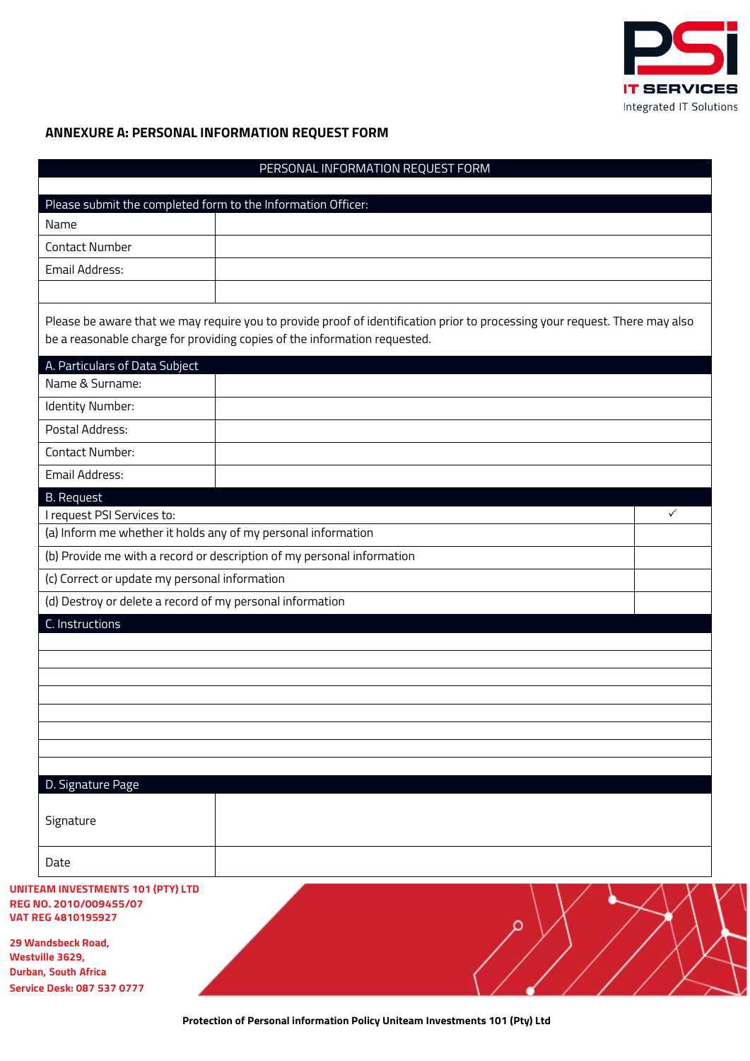## ANNEXURE A: PERSONAL INFORMATION REQUEST FORM

| PERSONAL INFORMATION REQUEST FORM | |
|---|---|
| | |
| **Please submit the completed form to the Information Officer:** | |
| Name | |
| Contact Number | |
| Email Address: | |
| | |
| Please be aware that we may require you to provide proof of identification prior to processing your request. There may also be a reasonable charge for providing copies of the information requested. | |
| **A. Particulars of Data Subject** | |
| Name & Surname: | |
| Identity Number: | |
| Postal Address: | |
| Contact Number: | |
| Email Address: | |

| B. Request | |
|---|---|
| I request PSI Services to: | ✓ |
| (a) Inform me whether it holds any of my personal information | |
| (b) Provide me with a record or description of my personal information | |
| (c) Correct or update my personal information | |
| (d) Destroy or delete a record of my personal information | |

| C. Instructions |
|---|
| |
| |
| |
| |
| |
| |
| |
| |

| D. Signature Page | |
|---|---|
| Signature | |
| Date | |

**UNITEAM INVESTMENTS 101 (PTY) LTD**
**REG NO. 2010/009455/07**
**VAT REG 4810195927**

**29 Wandsbeck Road,**
**Westville 3629,**
**Durban, South Africa**
**Service Desk: 087 537 0777**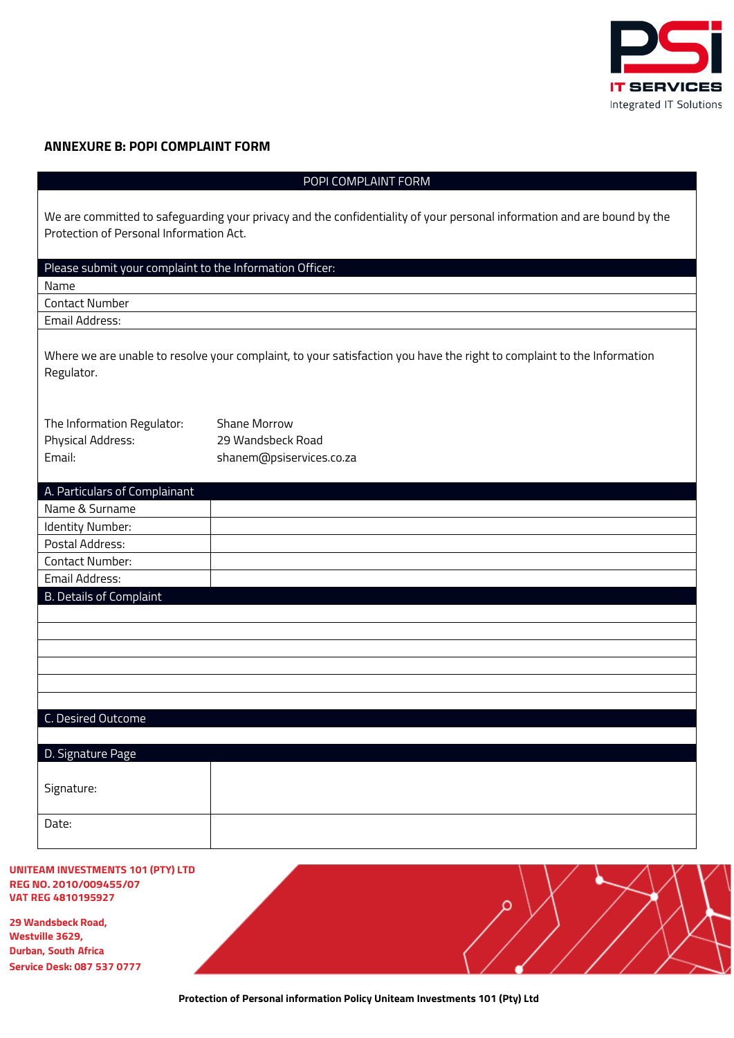## ANNEXURE B: POPI COMPLAINT FORM

| POPI COMPLAINT FORM |
| --- |
| We are committed to safeguarding your privacy and the confidentiality of your personal information and are bound by the Protection of Personal Information Act. |
| **Please submit your complaint to the Information Officer:** |
| Name |
| Contact Number |
| Email Address: |
| Where we are unable to resolve your complaint, to your satisfaction you have the right to complaint to the Information Regulator. |

| | |
| --- | --- |
| The Information Regulator: | Shane Morrow |
| Physical Address: | 29 Wandsbeck Road |
| Email: | shanem@psiservices.co.za |

| A. Particulars of Complainant | |
| --- | --- |
| Name & Surname | |
| Identity Number: | |
| Postal Address: | |
| Contact Number: | |
| Email Address: | |

| B. Details of Complaint |
| --- |
| |
| |
| |
| |
| |
| |

| C. Desired Outcome |
| --- |
| |

| D. Signature Page | |
| --- | --- |
| Signature: | |
| Date: | |

**UNITEAM INVESTMENTS 101 (PTY) LTD**
**REG NO. 2010/009455/07**
**VAT REG 4810195927**

**29 Wandsbeck Road,**
**Westville 3629,**
**Durban, South Africa**
**Service Desk: 087 537 0777**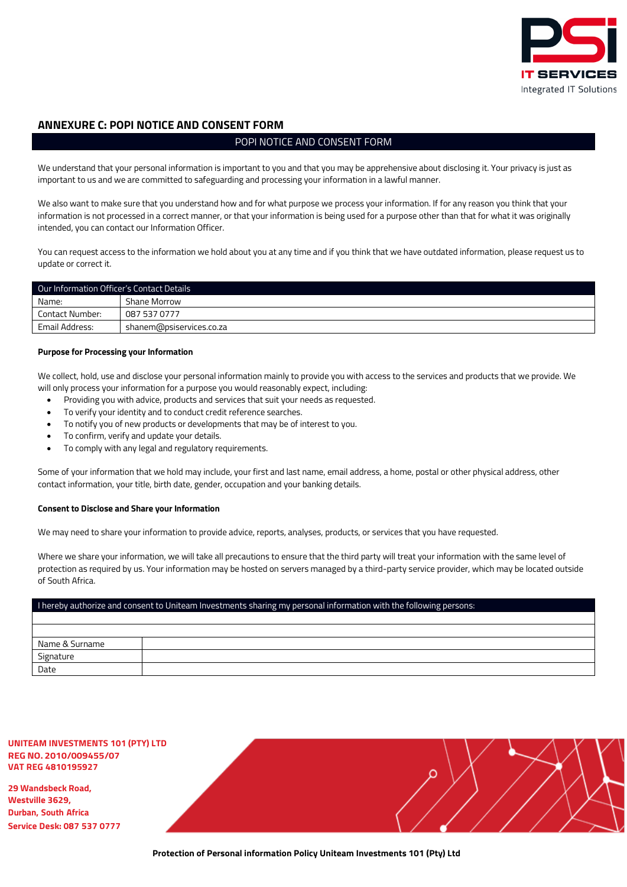## ANNEXURE C: POPI NOTICE AND CONSENT FORM

### POPI NOTICE AND CONSENT FORM

We understand that your personal information is important to you and that you may be apprehensive about disclosing it. Your privacy is just as important to us and we are committed to safeguarding and processing your information in a lawful manner.

We also want to make sure that you understand how and for what purpose we process your information. If for any reason you think that your information is not processed in a correct manner, or that your information is being used for a purpose other than that for what it was originally intended, you can contact our Information Officer.

You can request access to the information we hold about you at any time and if you think that we have outdated information, please request us to update or correct it.

| Our Information Officer's Contact Details | |
|---|---|
| Name: | Shane Morrow |
| Contact Number: | 087 537 0777 |
| Email Address: | shanem@psiservices.co.za |

**Purpose for Processing your Information**

We collect, hold, use and disclose your personal information mainly to provide you with access to the services and products that we provide. We will only process your information for a purpose you would reasonably expect, including:

- Providing you with advice, products and services that suit your needs as requested.
- To verify your identity and to conduct credit reference searches.
- To notify you of new products or developments that may be of interest to you.
- To confirm, verify and update your details.
- To comply with any legal and regulatory requirements.

Some of your information that we hold may include, your first and last name, email address, a home, postal or other physical address, other contact information, your title, birth date, gender, occupation and your banking details.

**Consent to Disclose and Share your Information**

We may need to share your information to provide advice, reports, analyses, products, or services that you have requested.

Where we share your information, we will take all precautions to ensure that the third party will treat your information with the same level of protection as required by us. Your information may be hosted on servers managed by a third-party service provider, which may be located outside of South Africa.

| I hereby authorize and consent to Uniteam Investments sharing my personal information with the following persons: | |
|---|---|
| | |
| | |
| Name & Surname | |
| Signature | |
| Date | |

**UNITEAM INVESTMENTS 101 (PTY) LTD**
**REG NO. 2010/009455/07**
**VAT REG 4810195927**

**29 Wandsbeck Road,**
**Westville 3629,**
**Durban, South Africa**
**Service Desk: 087 537 0777**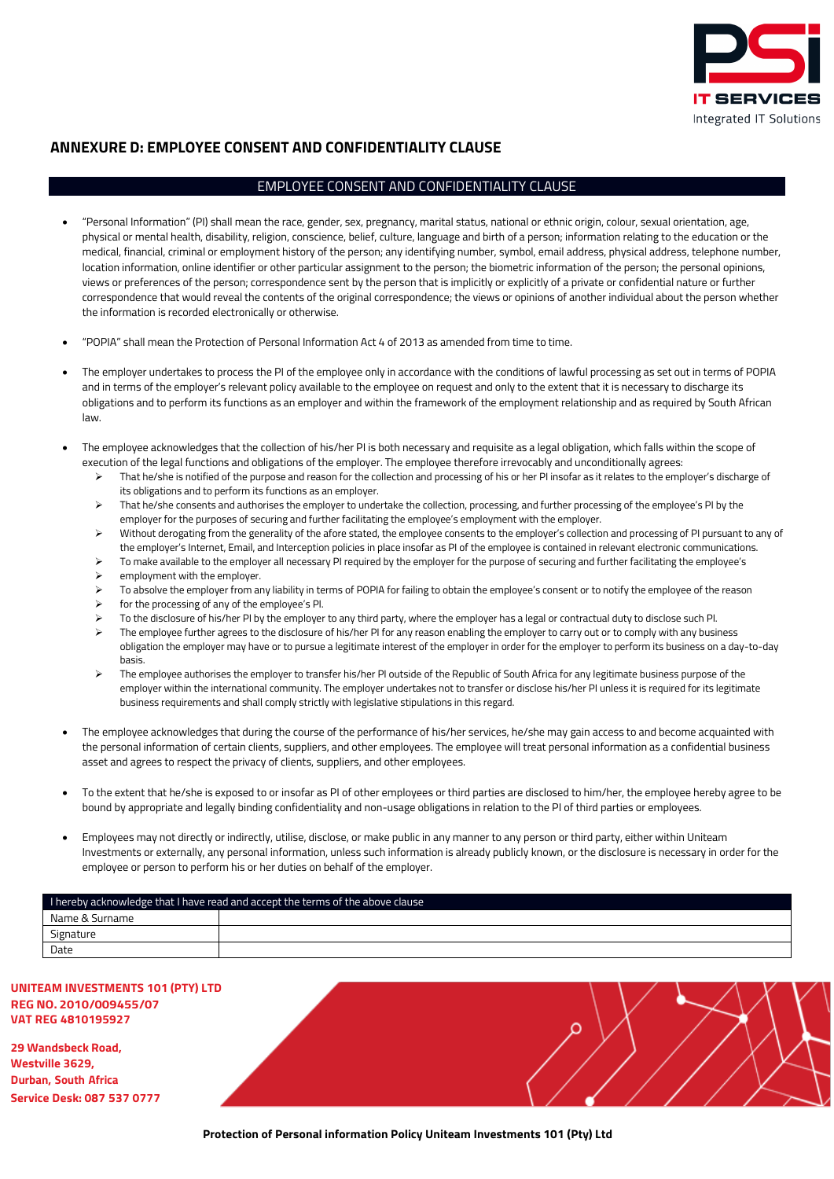## ANNEXURE D: EMPLOYEE CONSENT AND CONFIDENTIALITY CLAUSE

### EMPLOYEE CONSENT AND CONFIDENTIALITY CLAUSE

- "Personal Information" (PI) shall mean the race, gender, sex, pregnancy, marital status, national or ethnic origin, colour, sexual orientation, age, physical or mental health, disability, religion, conscience, belief, culture, language and birth of a person; information relating to the education or the medical, financial, criminal or employment history of the person; any identifying number, symbol, email address, physical address, telephone number, location information, online identifier or other particular assignment to the person; the biometric information of the person; the personal opinions, views or preferences of the person; correspondence sent by the person that is implicitly or explicitly of a private or confidential nature or further correspondence that would reveal the contents of the original correspondence; the views or opinions of another individual about the person whether the information is recorded electronically or otherwise.

- "POPIA" shall mean the Protection of Personal Information Act 4 of 2013 as amended from time to time.

- The employer undertakes to process the PI of the employee only in accordance with the conditions of lawful processing as set out in terms of POPIA and in terms of the employer's relevant policy available to the employee on request and only to the extent that it is necessary to discharge its obligations and to perform its functions as an employer and within the framework of the employment relationship and as required by South African law.

- The employee acknowledges that the collection of his/her PI is both necessary and requisite as a legal obligation, which falls within the scope of execution of the legal functions and obligations of the employer. The employee therefore irrevocably and unconditionally agrees:
  - That he/she is notified of the purpose and reason for the collection and processing of his or her PI insofar as it relates to the employer's discharge of its obligations and to perform its functions as an employer.
  - That he/she consents and authorises the employer to undertake the collection, processing, and further processing of the employee's PI by the employer for the purposes of securing and further facilitating the employee's employment with the employer.
  - Without derogating from the generality of the afore stated, the employee consents to the employer's collection and processing of PI pursuant to any of the employer's Internet, Email, and Interception policies in place insofar as PI of the employee is contained in relevant electronic communications.
  - To make available to the employer all necessary PI required by the employer for the purpose of securing and further facilitating the employee's
  - employment with the employer.
  - To absolve the employer from any liability in terms of POPIA for failing to obtain the employee's consent or to notify the employee of the reason
  - for the processing of any of the employee's PI.
  - To the disclosure of his/her PI by the employer to any third party, where the employer has a legal or contractual duty to disclose such PI.
  - The employee further agrees to the disclosure of his/her PI for any reason enabling the employer to carry out or to comply with any business obligation the employer may have or to pursue a legitimate interest of the employer in order for the employer to perform its business on a day-to-day basis.
  - The employee authorises the employer to transfer his/her PI outside of the Republic of South Africa for any legitimate business purpose of the employer within the international community. The employer undertakes not to transfer or disclose his/her PI unless it is required for its legitimate business requirements and shall comply strictly with legislative stipulations in this regard.

- The employee acknowledges that during the course of the performance of his/her services, he/she may gain access to and become acquainted with the personal information of certain clients, suppliers, and other employees. The employee will treat personal information as a confidential business asset and agrees to respect the privacy of clients, suppliers, and other employees.

- To the extent that he/she is exposed to or insofar as PI of other employees or third parties are disclosed to him/her, the employee hereby agree to be bound by appropriate and legally binding confidentiality and non-usage obligations in relation to the PI of third parties or employees.

- Employees may not directly or indirectly, utilise, disclose, or make public in any manner to any person or third party, either within Uniteam Investments or externally, any personal information, unless such information is already publicly known, or the disclosure is necessary in order for the employee or person to perform his or her duties on behalf of the employer.

| I hereby acknowledge that I have read and accept the terms of the above clause | |
|---|---|
| Name & Surname | |
| Signature | |
| Date | |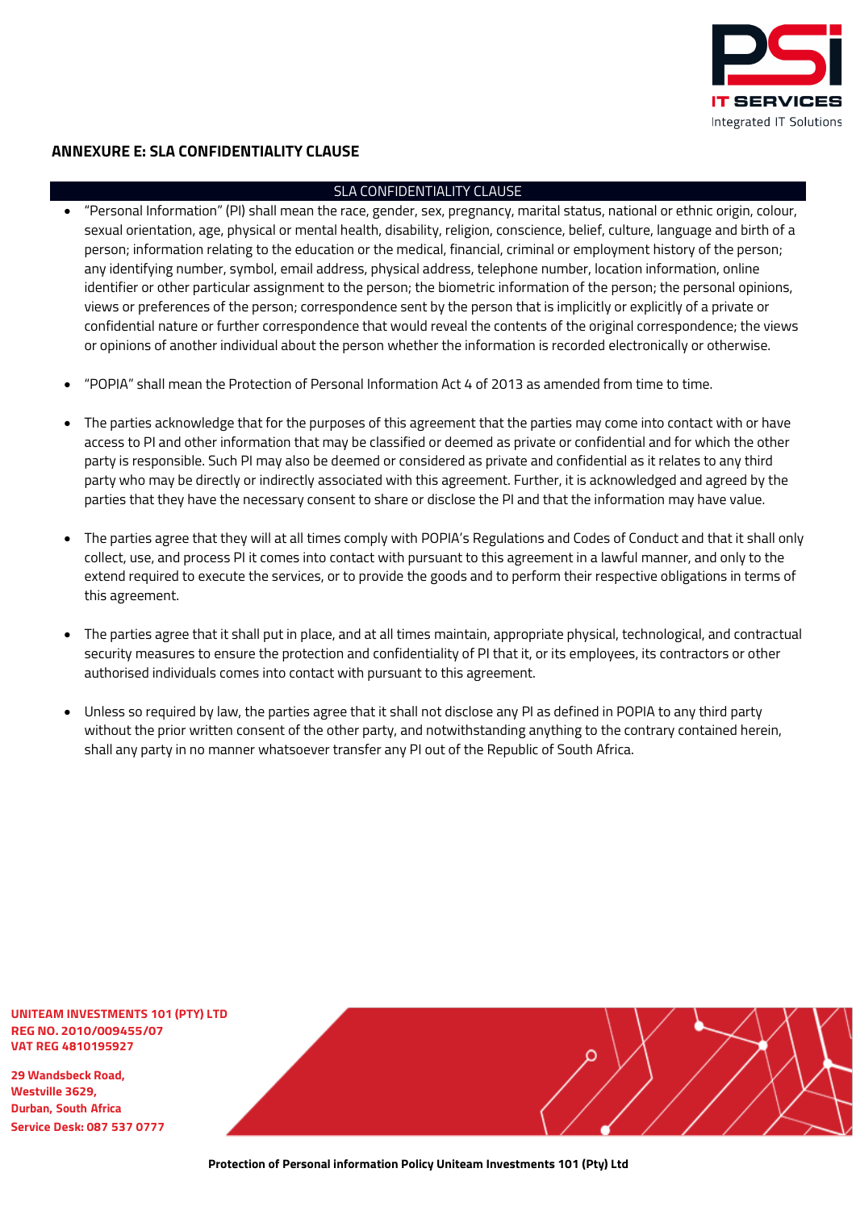## ANNEXURE E: SLA CONFIDENTIALITY CLAUSE

| SLA CONFIDENTIALITY CLAUSE |
| --- |

- "Personal Information" (PI) shall mean the race, gender, sex, pregnancy, marital status, national or ethnic origin, colour, sexual orientation, age, physical or mental health, disability, religion, conscience, belief, culture, language and birth of a person; information relating to the education or the medical, financial, criminal or employment history of the person; any identifying number, symbol, email address, physical address, telephone number, location information, online identifier or other particular assignment to the person; the biometric information of the person; the personal opinions, views or preferences of the person; correspondence sent by the person that is implicitly or explicitly of a private or confidential nature or further correspondence that would reveal the contents of the original correspondence; the views or opinions of another individual about the person whether the information is recorded electronically or otherwise.

- "POPIA" shall mean the Protection of Personal Information Act 4 of 2013 as amended from time to time.

- The parties acknowledge that for the purposes of this agreement that the parties may come into contact with or have access to PI and other information that may be classified or deemed as private or confidential and for which the other party is responsible. Such PI may also be deemed or considered as private and confidential as it relates to any third party who may be directly or indirectly associated with this agreement. Further, it is acknowledged and agreed by the parties that they have the necessary consent to share or disclose the PI and that the information may have value.

- The parties agree that they will at all times comply with POPIA's Regulations and Codes of Conduct and that it shall only collect, use, and process PI it comes into contact with pursuant to this agreement in a lawful manner, and only to the extend required to execute the services, or to provide the goods and to perform their respective obligations in terms of this agreement.

- The parties agree that it shall put in place, and at all times maintain, appropriate physical, technological, and contractual security measures to ensure the protection and confidentiality of PI that it, or its employees, its contractors or other authorised individuals comes into contact with pursuant to this agreement.

- Unless so required by law, the parties agree that it shall not disclose any PI as defined in POPIA to any third party without the prior written consent of the other party, and notwithstanding anything to the contrary contained herein, shall any party in no manner whatsoever transfer any PI out of the Republic of South Africa.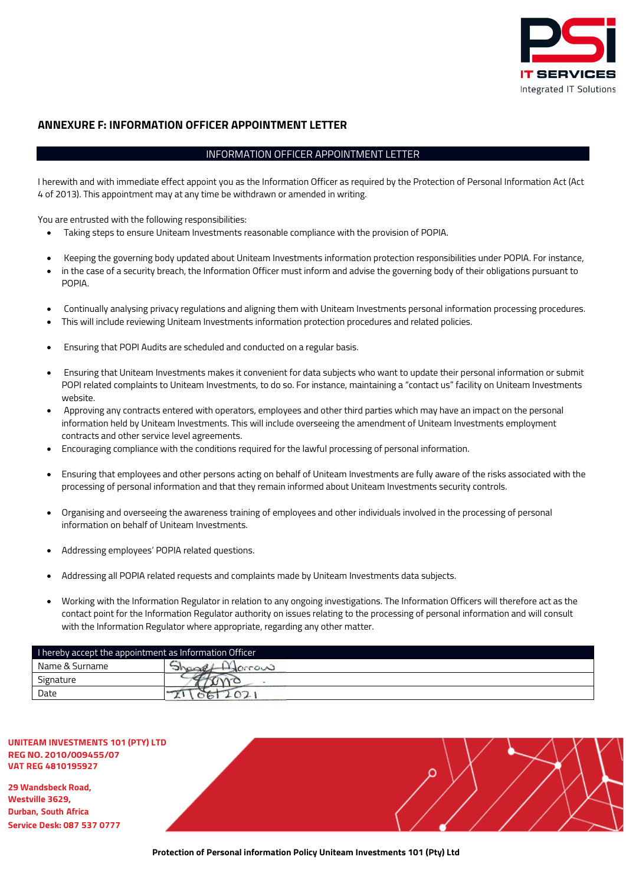## ANNEXURE F: INFORMATION OFFICER APPOINTMENT LETTER

| INFORMATION OFFICER APPOINTMENT LETTER |
|---|

I herewith and with immediate effect appoint you as the Information Officer as required by the Protection of Personal Information Act (Act 4 of 2013). This appointment may at any time be withdrawn or amended in writing.

You are entrusted with the following responsibilities:

- Taking steps to ensure Uniteam Investments reasonable compliance with the provision of POPIA.
- Keeping the governing body updated about Uniteam Investments information protection responsibilities under POPIA. For instance,
- in the case of a security breach, the Information Officer must inform and advise the governing body of their obligations pursuant to POPIA.
- Continually analysing privacy regulations and aligning them with Uniteam Investments personal information processing procedures.
- This will include reviewing Uniteam Investments information protection procedures and related policies.
- Ensuring that POPI Audits are scheduled and conducted on a regular basis.
- Ensuring that Uniteam Investments makes it convenient for data subjects who want to update their personal information or submit POPI related complaints to Uniteam Investments, to do so. For instance, maintaining a "contact us" facility on Uniteam Investments website.
- Approving any contracts entered with operators, employees and other third parties which may have an impact on the personal information held by Uniteam Investments. This will include overseeing the amendment of Uniteam Investments employment contracts and other service level agreements.
- Encouraging compliance with the conditions required for the lawful processing of personal information.
- Ensuring that employees and other persons acting on behalf of Uniteam Investments are fully aware of the risks associated with the processing of personal information and that they remain informed about Uniteam Investments security controls.
- Organising and overseeing the awareness training of employees and other individuals involved in the processing of personal information on behalf of Uniteam Investments.
- Addressing employees' POPIA related questions.
- Addressing all POPIA related requests and complaints made by Uniteam Investments data subjects.
- Working with the Information Regulator in relation to any ongoing investigations. The Information Officers will therefore act as the contact point for the Information Regulator authority on issues relating to the processing of personal information and will consult with the Information Regulator where appropriate, regarding any other matter.

| I hereby accept the appointment as Information Officer | |
|---|---|
| Name & Surname | Shaun Morrow |
| Signature | [signature] |
| Date | 21/06/2021 |

**UNITEAM INVESTMENTS 101 (PTY) LTD**
**REG NO. 2010/009455/07**
**VAT REG 4810195927**

**29 Wandsbeck Road,**
**Westville 3629,**
**Durban, South Africa**
**Service Desk: 087 537 0777**

**Protection of Personal information Policy Uniteam Investments 101 (Pty) Ltd**